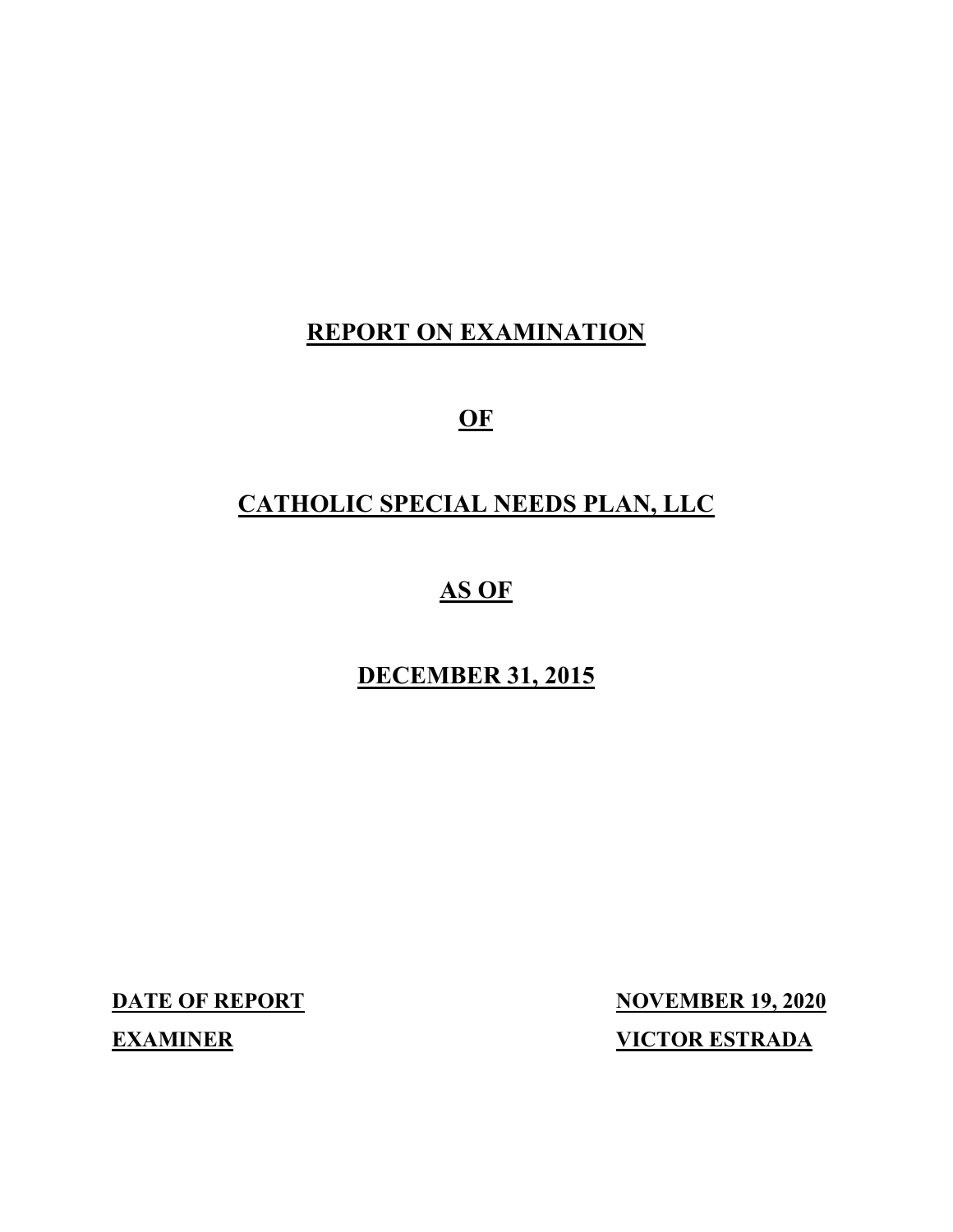# REPORT ON EXAMINATION

# OF

# CATHOLIC SPECIAL NEEDS PLAN, LLC

# AS OF

# DECEMBER 31, 2015

**DATE OF REPORT** NOVEMBER 19, 2020

**EXAMINER** VICTOR ESTRADA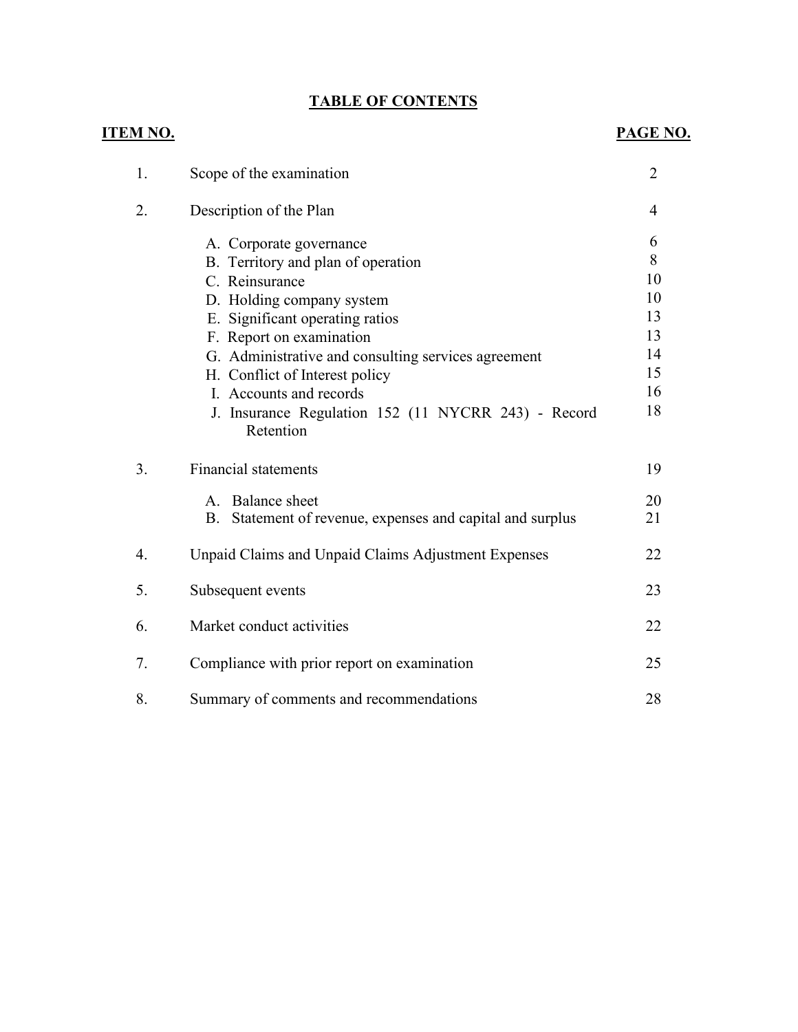# TABLE OF CONTENTS

| ITEM NO. | | PAGE NO. |
|---|---|---|
| 1. | Scope of the examination | 2 |
| 2. | Description of the Plan | 4 |
| | A. Corporate governance | 6 |
| | B. Territory and plan of operation | 8 |
| | C. Reinsurance | 10 |
| | D. Holding company system | 10 |
| | E. Significant operating ratios | 13 |
| | F. Report on examination | 13 |
| | G. Administrative and consulting services agreement | 14 |
| | H. Conflict of Interest policy | 15 |
| | I. Accounts and records | 16 |
| | J. Insurance Regulation 152 (11 NYCRR 243) - Record Retention | 18 |
| 3. | Financial statements | 19 |
| | A. Balance sheet | 20 |
| | B. Statement of revenue, expenses and capital and surplus | 21 |
| 4. | Unpaid Claims and Unpaid Claims Adjustment Expenses | 22 |
| 5. | Subsequent events | 23 |
| 6. | Market conduct activities | 22 |
| 7. | Compliance with prior report on examination | 25 |
| 8. | Summary of comments and recommendations | 28 |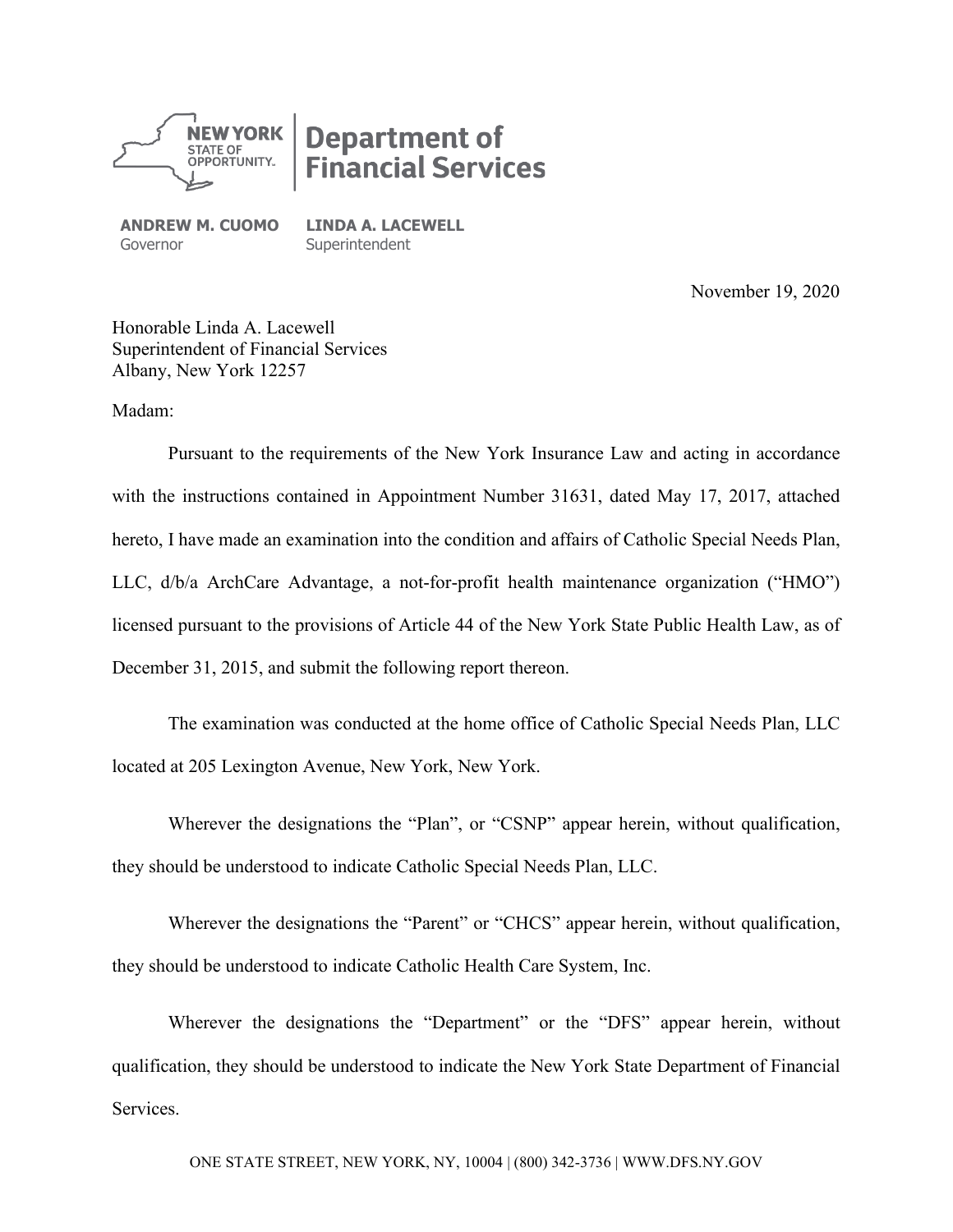**NEW YORK STATE OF OPPORTUNITY.** | **Department of Financial Services**

**ANDREW M. CUOMO**
Governor

**LINDA A. LACEWELL**
Superintendent

November 19, 2020

Honorable Linda A. Lacewell
Superintendent of Financial Services
Albany, New York 12257

Madam:

Pursuant to the requirements of the New York Insurance Law and acting in accordance with the instructions contained in Appointment Number 31631, dated May 17, 2017, attached hereto, I have made an examination into the condition and affairs of Catholic Special Needs Plan, LLC, d/b/a ArchCare Advantage, a not-for-profit health maintenance organization ("HMO") licensed pursuant to the provisions of Article 44 of the New York State Public Health Law, as of December 31, 2015, and submit the following report thereon.

The examination was conducted at the home office of Catholic Special Needs Plan, LLC located at 205 Lexington Avenue, New York, New York.

Wherever the designations the "Plan", or "CSNP" appear herein, without qualification, they should be understood to indicate Catholic Special Needs Plan, LLC.

Wherever the designations the "Parent" or "CHCS" appear herein, without qualification, they should be understood to indicate Catholic Health Care System, Inc.

Wherever the designations the "Department" or the "DFS" appear herein, without qualification, they should be understood to indicate the New York State Department of Financial Services.

ONE STATE STREET, NEW YORK, NY, 10004 | (800) 342-3736 | WWW.DFS.NY.GOV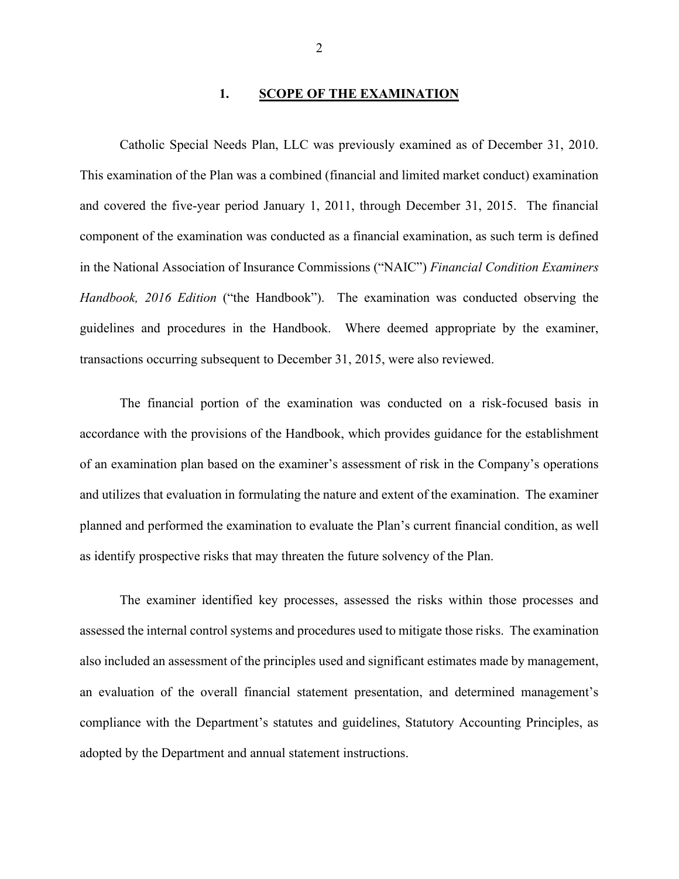## 1. SCOPE OF THE EXAMINATION

Catholic Special Needs Plan, LLC was previously examined as of December 31, 2010. This examination of the Plan was a combined (financial and limited market conduct) examination and covered the five-year period January 1, 2011, through December 31, 2015. The financial component of the examination was conducted as a financial examination, as such term is defined in the National Association of Insurance Commissions ("NAIC") *Financial Condition Examiners Handbook, 2016 Edition* ("the Handbook"). The examination was conducted observing the guidelines and procedures in the Handbook. Where deemed appropriate by the examiner, transactions occurring subsequent to December 31, 2015, were also reviewed.

The financial portion of the examination was conducted on a risk-focused basis in accordance with the provisions of the Handbook, which provides guidance for the establishment of an examination plan based on the examiner's assessment of risk in the Company's operations and utilizes that evaluation in formulating the nature and extent of the examination. The examiner planned and performed the examination to evaluate the Plan's current financial condition, as well as identify prospective risks that may threaten the future solvency of the Plan.

The examiner identified key processes, assessed the risks within those processes and assessed the internal control systems and procedures used to mitigate those risks. The examination also included an assessment of the principles used and significant estimates made by management, an evaluation of the overall financial statement presentation, and determined management's compliance with the Department's statutes and guidelines, Statutory Accounting Principles, as adopted by the Department and annual statement instructions.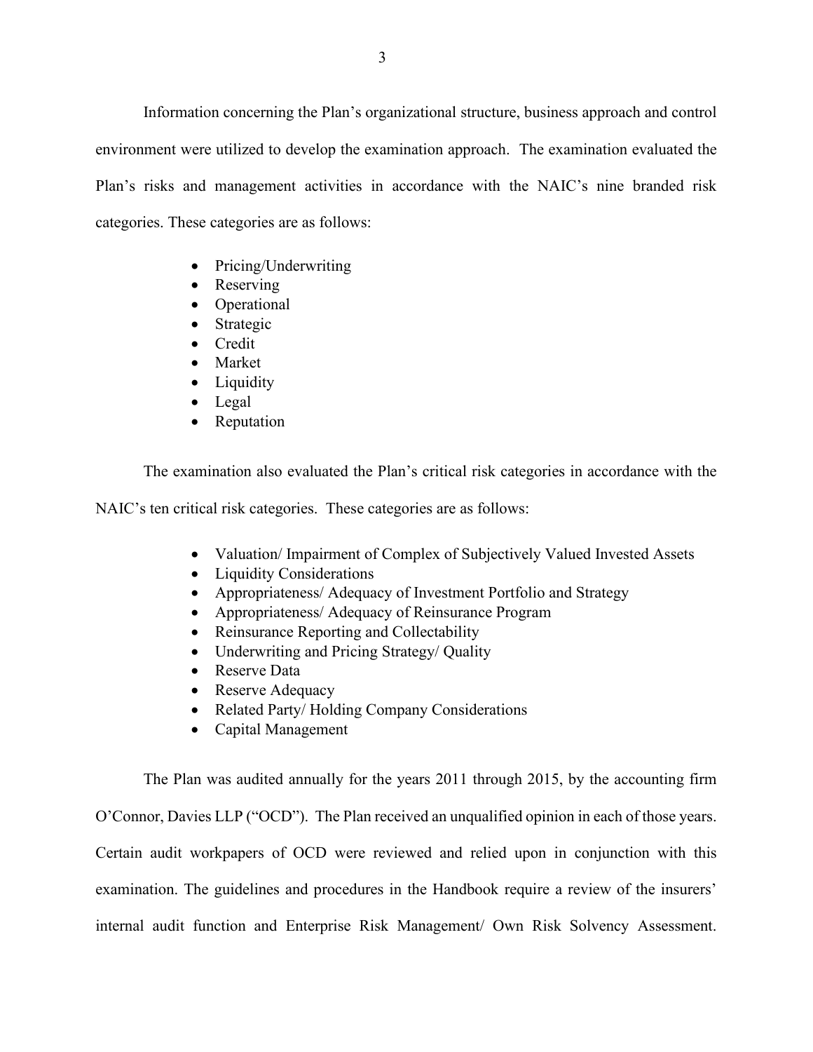Information concerning the Plan's organizational structure, business approach and control environment were utilized to develop the examination approach. The examination evaluated the Plan's risks and management activities in accordance with the NAIC's nine branded risk categories. These categories are as follows:

- Pricing/Underwriting
- Reserving
- Operational
- Strategic
- Credit
- Market
- Liquidity
- Legal
- Reputation

The examination also evaluated the Plan's critical risk categories in accordance with the NAIC's ten critical risk categories. These categories are as follows:

- Valuation/ Impairment of Complex of Subjectively Valued Invested Assets
- Liquidity Considerations
- Appropriateness/ Adequacy of Investment Portfolio and Strategy
- Appropriateness/ Adequacy of Reinsurance Program
- Reinsurance Reporting and Collectability
- Underwriting and Pricing Strategy/ Quality
- Reserve Data
- Reserve Adequacy
- Related Party/ Holding Company Considerations
- Capital Management

The Plan was audited annually for the years 2011 through 2015, by the accounting firm O'Connor, Davies LLP ("OCD"). The Plan received an unqualified opinion in each of those years. Certain audit workpapers of OCD were reviewed and relied upon in conjunction with this examination. The guidelines and procedures in the Handbook require a review of the insurers' internal audit function and Enterprise Risk Management/ Own Risk Solvency Assessment.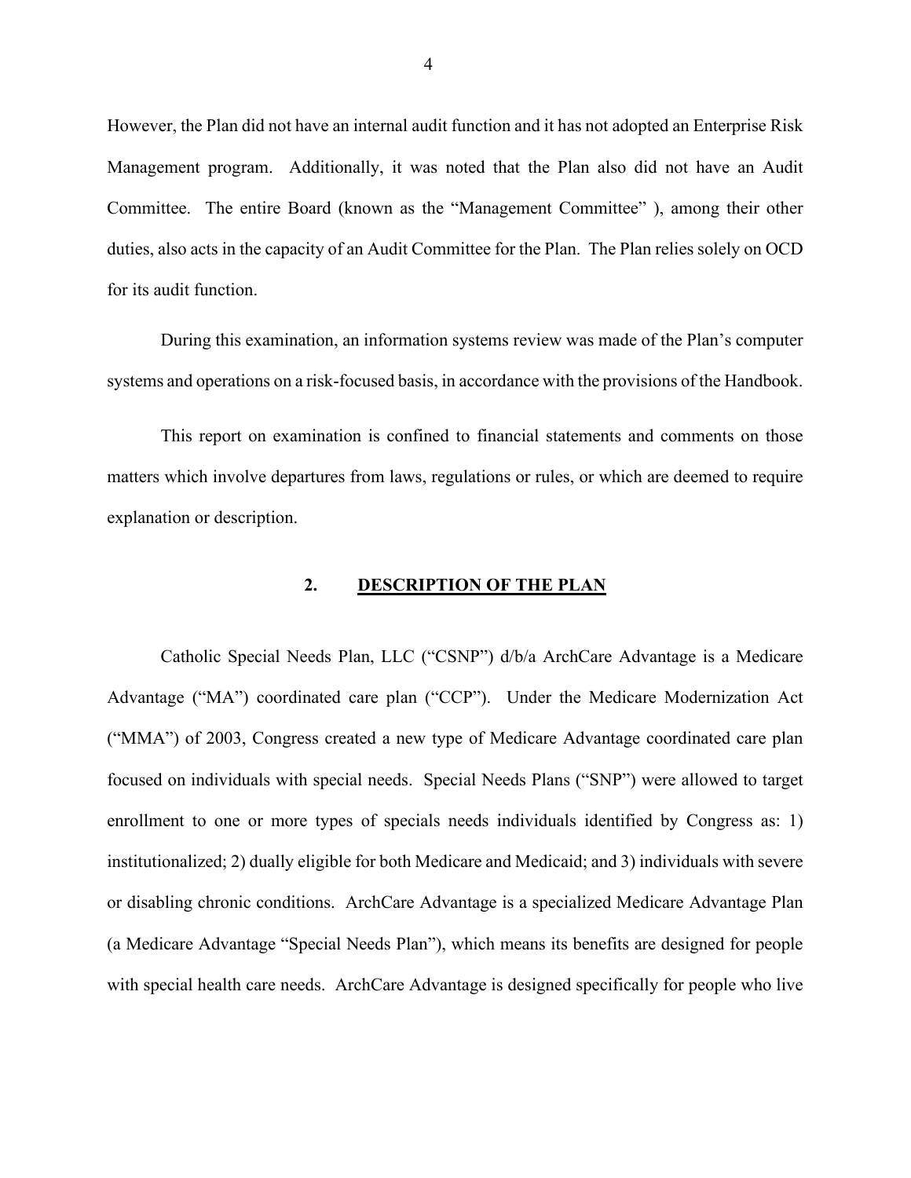However, the Plan did not have an internal audit function and it has not adopted an Enterprise Risk Management program. Additionally, it was noted that the Plan also did not have an Audit Committee. The entire Board (known as the "Management Committee" ), among their other duties, also acts in the capacity of an Audit Committee for the Plan. The Plan relies solely on OCD for its audit function.

During this examination, an information systems review was made of the Plan's computer systems and operations on a risk-focused basis, in accordance with the provisions of the Handbook.

This report on examination is confined to financial statements and comments on those matters which involve departures from laws, regulations or rules, or which are deemed to require explanation or description.

## 2. DESCRIPTION OF THE PLAN

Catholic Special Needs Plan, LLC ("CSNP") d/b/a ArchCare Advantage is a Medicare Advantage ("MA") coordinated care plan ("CCP"). Under the Medicare Modernization Act ("MMA") of 2003, Congress created a new type of Medicare Advantage coordinated care plan focused on individuals with special needs. Special Needs Plans ("SNP") were allowed to target enrollment to one or more types of specials needs individuals identified by Congress as: 1) institutionalized; 2) dually eligible for both Medicare and Medicaid; and 3) individuals with severe or disabling chronic conditions. ArchCare Advantage is a specialized Medicare Advantage Plan (a Medicare Advantage "Special Needs Plan"), which means its benefits are designed for people with special health care needs. ArchCare Advantage is designed specifically for people who live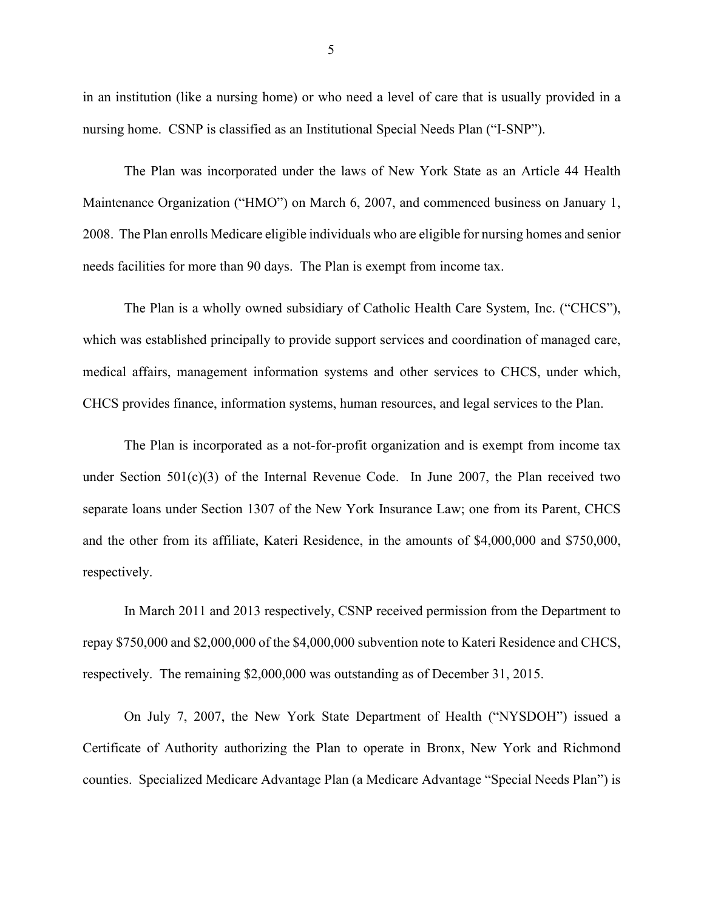in an institution (like a nursing home) or who need a level of care that is usually provided in a nursing home. CSNP is classified as an Institutional Special Needs Plan ("I-SNP").

The Plan was incorporated under the laws of New York State as an Article 44 Health Maintenance Organization ("HMO") on March 6, 2007, and commenced business on January 1, 2008. The Plan enrolls Medicare eligible individuals who are eligible for nursing homes and senior needs facilities for more than 90 days. The Plan is exempt from income tax.

The Plan is a wholly owned subsidiary of Catholic Health Care System, Inc. ("CHCS"), which was established principally to provide support services and coordination of managed care, medical affairs, management information systems and other services to CHCS, under which, CHCS provides finance, information systems, human resources, and legal services to the Plan.

The Plan is incorporated as a not-for-profit organization and is exempt from income tax under Section 501(c)(3) of the Internal Revenue Code. In June 2007, the Plan received two separate loans under Section 1307 of the New York Insurance Law; one from its Parent, CHCS and the other from its affiliate, Kateri Residence, in the amounts of $4,000,000 and $750,000, respectively.

In March 2011 and 2013 respectively, CSNP received permission from the Department to repay $750,000 and $2,000,000 of the $4,000,000 subvention note to Kateri Residence and CHCS, respectively. The remaining $2,000,000 was outstanding as of December 31, 2015.

On July 7, 2007, the New York State Department of Health ("NYSDOH") issued a Certificate of Authority authorizing the Plan to operate in Bronx, New York and Richmond counties. Specialized Medicare Advantage Plan (a Medicare Advantage "Special Needs Plan") is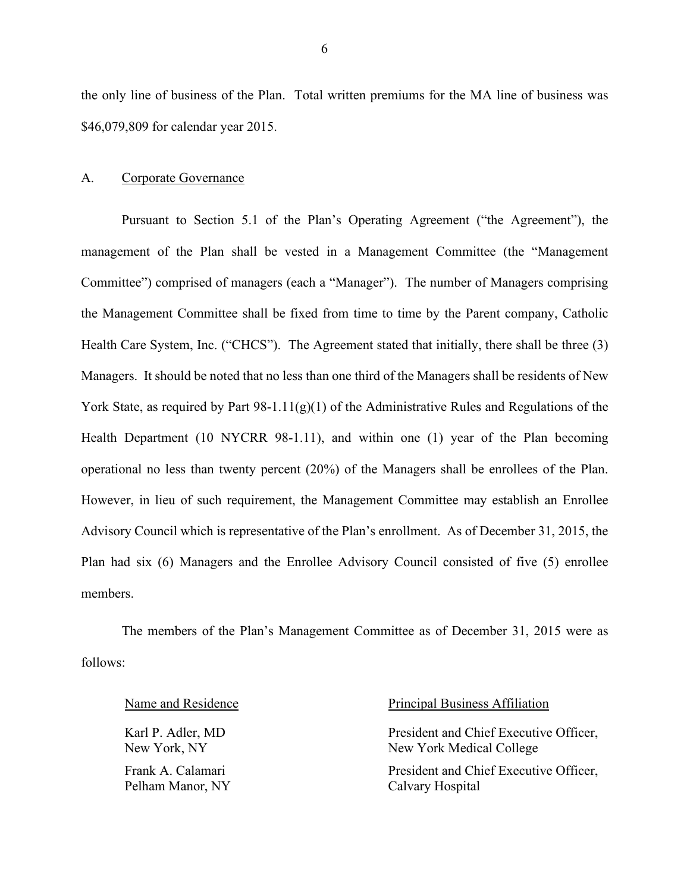the only line of business of the Plan. Total written premiums for the MA line of business was $46,079,809 for calendar year 2015.

## A. Corporate Governance

Pursuant to Section 5.1 of the Plan's Operating Agreement ("the Agreement"), the management of the Plan shall be vested in a Management Committee (the "Management Committee") comprised of managers (each a "Manager"). The number of Managers comprising the Management Committee shall be fixed from time to time by the Parent company, Catholic Health Care System, Inc. ("CHCS"). The Agreement stated that initially, there shall be three (3) Managers. It should be noted that no less than one third of the Managers shall be residents of New York State, as required by Part 98-1.11(g)(1) of the Administrative Rules and Regulations of the Health Department (10 NYCRR 98-1.11), and within one (1) year of the Plan becoming operational no less than twenty percent (20%) of the Managers shall be enrollees of the Plan. However, in lieu of such requirement, the Management Committee may establish an Enrollee Advisory Council which is representative of the Plan's enrollment. As of December 31, 2015, the Plan had six (6) Managers and the Enrollee Advisory Council consisted of five (5) enrollee members.

The members of the Plan's Management Committee as of December 31, 2015 were as follows:

| Name and Residence | Principal Business Affiliation |
|---|---|
| Karl P. Adler, MD<br>New York, NY | President and Chief Executive Officer,<br>New York Medical College |
| Frank A. Calamari<br>Pelham Manor, NY | President and Chief Executive Officer,<br>Calvary Hospital |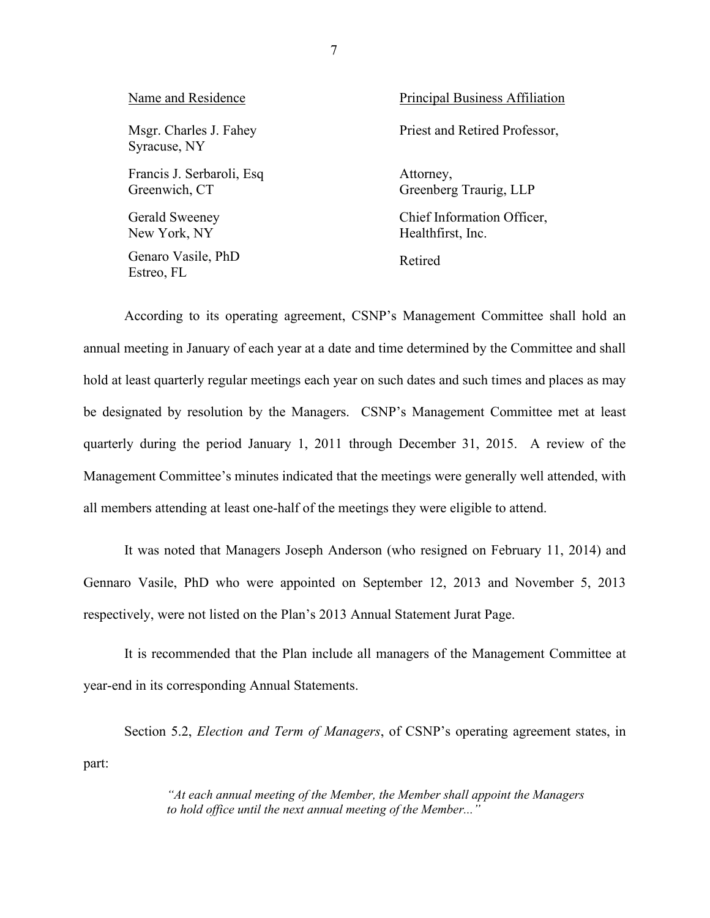| Name and Residence | Principal Business Affiliation |
| --- | --- |
| Msgr. Charles J. Fahey<br>Syracuse, NY | Priest and Retired Professor, |
| Francis J. Serbaroli, Esq<br>Greenwich, CT | Attorney,<br>Greenberg Traurig, LLP |
| Gerald Sweeney<br>New York, NY | Chief Information Officer,<br>Healthfirst, Inc. |
| Genaro Vasile, PhD<br>Estreo, FL | Retired |

According to its operating agreement, CSNP's Management Committee shall hold an annual meeting in January of each year at a date and time determined by the Committee and shall hold at least quarterly regular meetings each year on such dates and such times and places as may be designated by resolution by the Managers. CSNP's Management Committee met at least quarterly during the period January 1, 2011 through December 31, 2015. A review of the Management Committee's minutes indicated that the meetings were generally well attended, with all members attending at least one-half of the meetings they were eligible to attend.

It was noted that Managers Joseph Anderson (who resigned on February 11, 2014) and Gennaro Vasile, PhD who were appointed on September 12, 2013 and November 5, 2013 respectively, were not listed on the Plan's 2013 Annual Statement Jurat Page.

It is recommended that the Plan include all managers of the Management Committee at year-end in its corresponding Annual Statements.

Section 5.2, *Election and Term of Managers*, of CSNP's operating agreement states, in part:

> *"At each annual meeting of the Member, the Member shall appoint the Managers to hold office until the next annual meeting of the Member..."*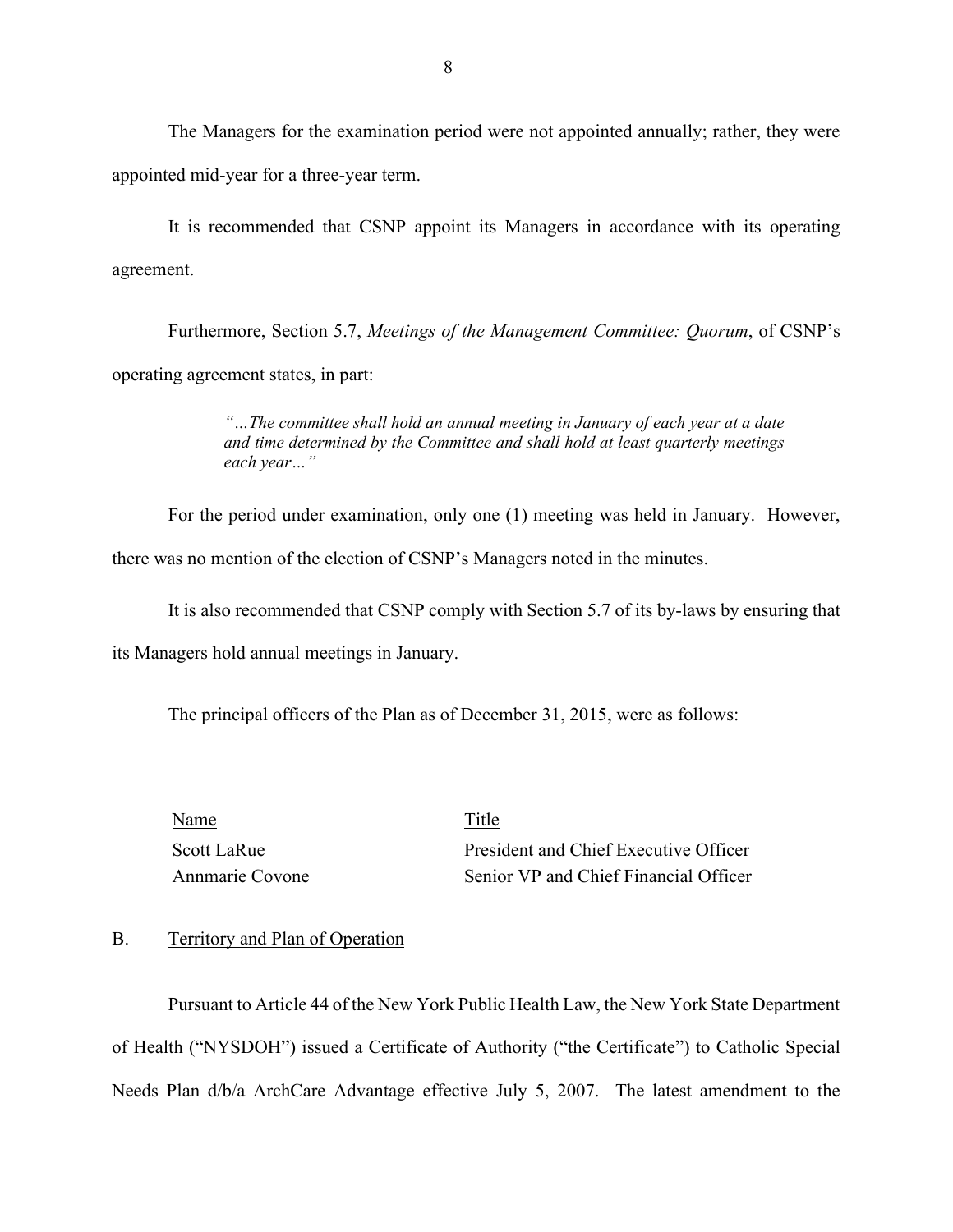The Managers for the examination period were not appointed annually; rather, they were appointed mid-year for a three-year term.

It is recommended that CSNP appoint its Managers in accordance with its operating agreement.

Furthermore, Section 5.7, *Meetings of the Management Committee: Quorum*, of CSNP's operating agreement states, in part:

> *"…The committee shall hold an annual meeting in January of each year at a date and time determined by the Committee and shall hold at least quarterly meetings each year…"*

For the period under examination, only one (1) meeting was held in January. However, there was no mention of the election of CSNP's Managers noted in the minutes.

It is also recommended that CSNP comply with Section 5.7 of its by-laws by ensuring that its Managers hold annual meetings in January.

The principal officers of the Plan as of December 31, 2015, were as follows:

| Name | Title |
| --- | --- |
| Scott LaRue | President and Chief Executive Officer |
| Annmarie Covone | Senior VP and Chief Financial Officer |

## B. Territory and Plan of Operation

Pursuant to Article 44 of the New York Public Health Law, the New York State Department of Health ("NYSDOH") issued a Certificate of Authority ("the Certificate") to Catholic Special Needs Plan d/b/a ArchCare Advantage effective July 5, 2007. The latest amendment to the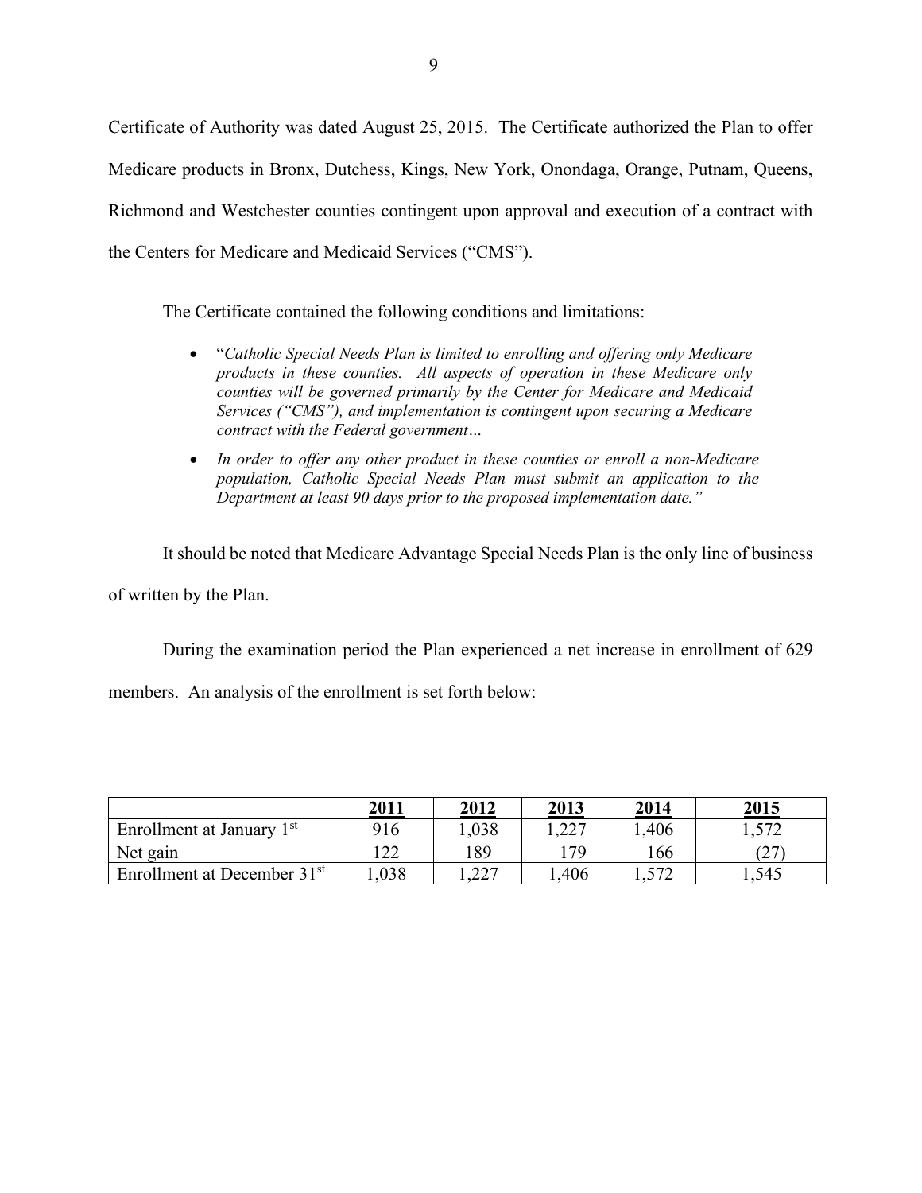Certificate of Authority was dated August 25, 2015. The Certificate authorized the Plan to offer Medicare products in Bronx, Dutchess, Kings, New York, Onondaga, Orange, Putnam, Queens, Richmond and Westchester counties contingent upon approval and execution of a contract with the Centers for Medicare and Medicaid Services ("CMS").

The Certificate contained the following conditions and limitations:

- "*Catholic Special Needs Plan is limited to enrolling and offering only Medicare products in these counties. All aspects of operation in these Medicare only counties will be governed primarily by the Center for Medicare and Medicaid Services ("CMS"), and implementation is contingent upon securing a Medicare contract with the Federal government…*
- *In order to offer any other product in these counties or enroll a non-Medicare population, Catholic Special Needs Plan must submit an application to the Department at least 90 days prior to the proposed implementation date."*

It should be noted that Medicare Advantage Special Needs Plan is the only line of business of written by the Plan.

During the examination period the Plan experienced a net increase in enrollment of 629 members. An analysis of the enrollment is set forth below:

| | 2011 | 2012 | 2013 | 2014 | 2015 |
|---|---|---|---|---|---|
| Enrollment at January 1st | 916 | 1,038 | 1,227 | 1,406 | 1,572 |
| Net gain | 122 | 189 | 179 | 166 | (27) |
| Enrollment at December 31st | 1,038 | 1,227 | 1,406 | 1,572 | 1,545 |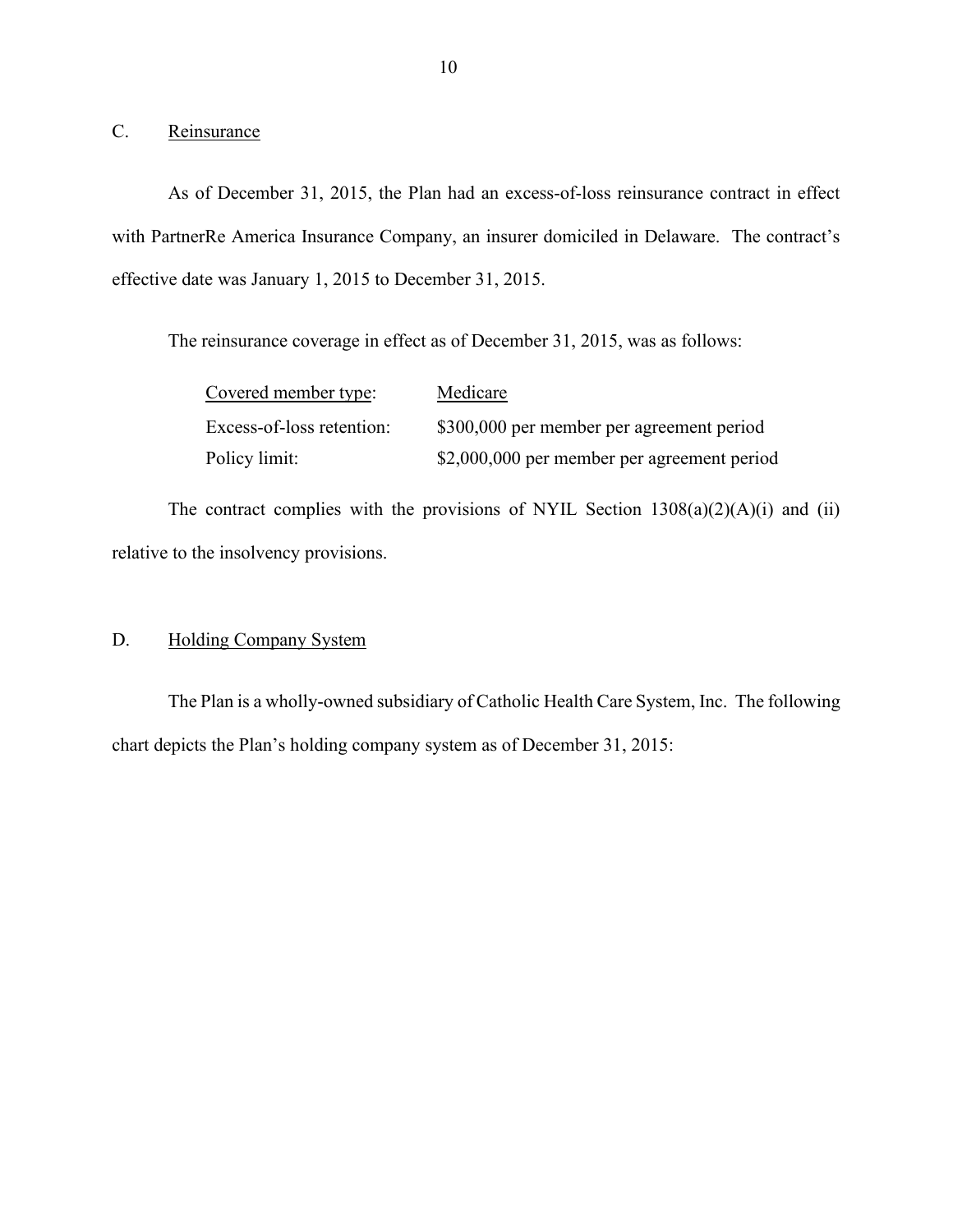## C. Reinsurance

As of December 31, 2015, the Plan had an excess-of-loss reinsurance contract in effect with PartnerRe America Insurance Company, an insurer domiciled in Delaware. The contract's effective date was January 1, 2015 to December 31, 2015.

The reinsurance coverage in effect as of December 31, 2015, was as follows:

| Covered member type: | Medicare |
|---|---|
| Excess-of-loss retention: | $300,000 per member per agreement period |
| Policy limit: | $2,000,000 per member per agreement period |

The contract complies with the provisions of NYIL Section 1308(a)(2)(A)(i) and (ii) relative to the insolvency provisions.

## D. Holding Company System

The Plan is a wholly-owned subsidiary of Catholic Health Care System, Inc. The following chart depicts the Plan's holding company system as of December 31, 2015: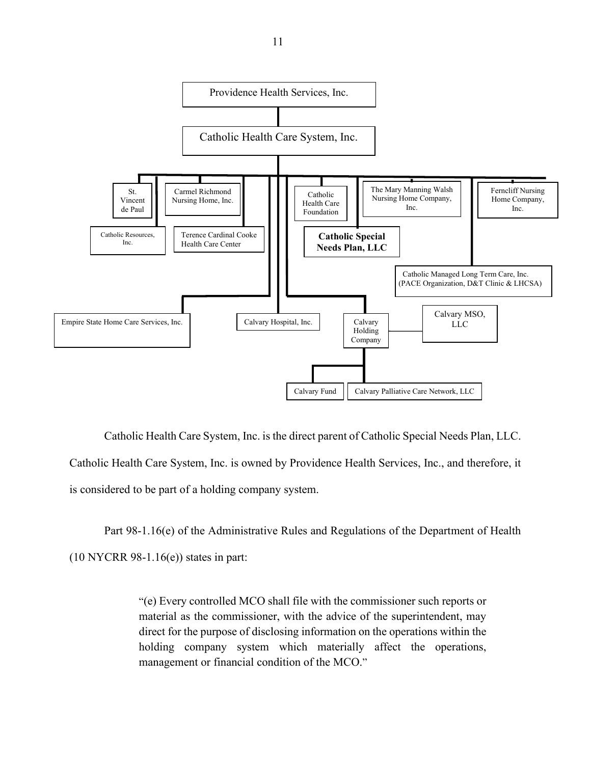Providence Health Services, Inc.

Catholic Health Care System, Inc.

- St. Vincent de Paul
- Catholic Resources, Inc.
- Carmel Richmond Nursing Home, Inc.
- Terence Cardinal Cooke Health Care Center
- Empire State Home Care Services, Inc.
- Calvary Hospital, Inc.
- Catholic Health Care Foundation
- **Catholic Special Needs Plan, LLC**
- Calvary Holding Company
  - Calvary MSO, LLC
  - Calvary Fund
  - Calvary Palliative Care Network, LLC
- The Mary Manning Walsh Nursing Home Company, Inc.
- Ferncliff Nursing Home Company, Inc.
- Catholic Managed Long Term Care, Inc. (PACE Organization, D&T Clinic & LHCSA)

Catholic Health Care System, Inc. is the direct parent of Catholic Special Needs Plan, LLC. Catholic Health Care System, Inc. is owned by Providence Health Services, Inc., and therefore, it is considered to be part of a holding company system.

Part 98-1.16(e) of the Administrative Rules and Regulations of the Department of Health (10 NYCRR 98-1.16(e)) states in part:

> "(e) Every controlled MCO shall file with the commissioner such reports or material as the commissioner, with the advice of the superintendent, may direct for the purpose of disclosing information on the operations within the holding company system which materially affect the operations, management or financial condition of the MCO."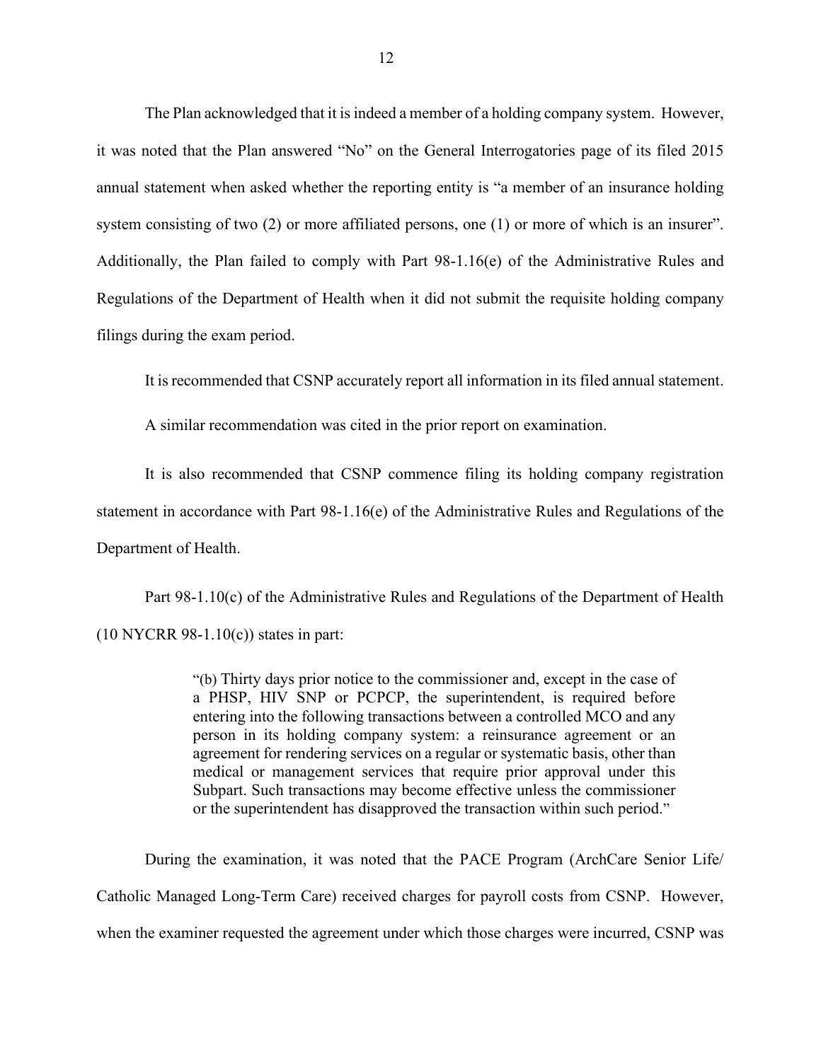The Plan acknowledged that it is indeed a member of a holding company system. However, it was noted that the Plan answered "No" on the General Interrogatories page of its filed 2015 annual statement when asked whether the reporting entity is "a member of an insurance holding system consisting of two (2) or more affiliated persons, one (1) or more of which is an insurer". Additionally, the Plan failed to comply with Part 98-1.16(e) of the Administrative Rules and Regulations of the Department of Health when it did not submit the requisite holding company filings during the exam period.

It is recommended that CSNP accurately report all information in its filed annual statement.

A similar recommendation was cited in the prior report on examination.

It is also recommended that CSNP commence filing its holding company registration statement in accordance with Part 98-1.16(e) of the Administrative Rules and Regulations of the Department of Health.

Part 98-1.10(c) of the Administrative Rules and Regulations of the Department of Health (10 NYCRR 98-1.10(c)) states in part:

> "(b) Thirty days prior notice to the commissioner and, except in the case of a PHSP, HIV SNP or PCPCP, the superintendent, is required before entering into the following transactions between a controlled MCO and any person in its holding company system: a reinsurance agreement or an agreement for rendering services on a regular or systematic basis, other than medical or management services that require prior approval under this Subpart. Such transactions may become effective unless the commissioner or the superintendent has disapproved the transaction within such period."

During the examination, it was noted that the PACE Program (ArchCare Senior Life/ Catholic Managed Long-Term Care) received charges for payroll costs from CSNP. However, when the examiner requested the agreement under which those charges were incurred, CSNP was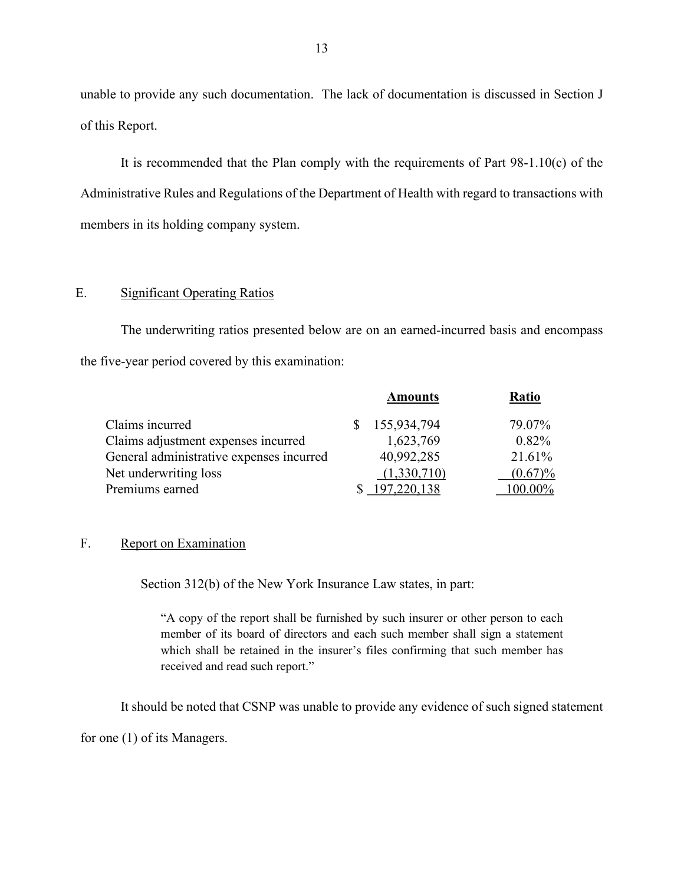unable to provide any such documentation. The lack of documentation is discussed in Section J of this Report.

It is recommended that the Plan comply with the requirements of Part 98-1.10(c) of the Administrative Rules and Regulations of the Department of Health with regard to transactions with members in its holding company system.

## E. Significant Operating Ratios

The underwriting ratios presented below are on an earned-incurred basis and encompass the five-year period covered by this examination:

| | Amounts | Ratio |
|---|---|---|
| Claims incurred | $ 155,934,794 | 79.07% |
| Claims adjustment expenses incurred | 1,623,769 | 0.82% |
| General administrative expenses incurred | 40,992,285 | 21.61% |
| Net underwriting loss | (1,330,710) | (0.67)% |
| Premiums earned | $ 197,220,138 | 100.00% |

## F. Report on Examination

Section 312(b) of the New York Insurance Law states, in part:

> "A copy of the report shall be furnished by such insurer or other person to each member of its board of directors and each such member shall sign a statement which shall be retained in the insurer's files confirming that such member has received and read such report."

It should be noted that CSNP was unable to provide any evidence of such signed statement for one (1) of its Managers.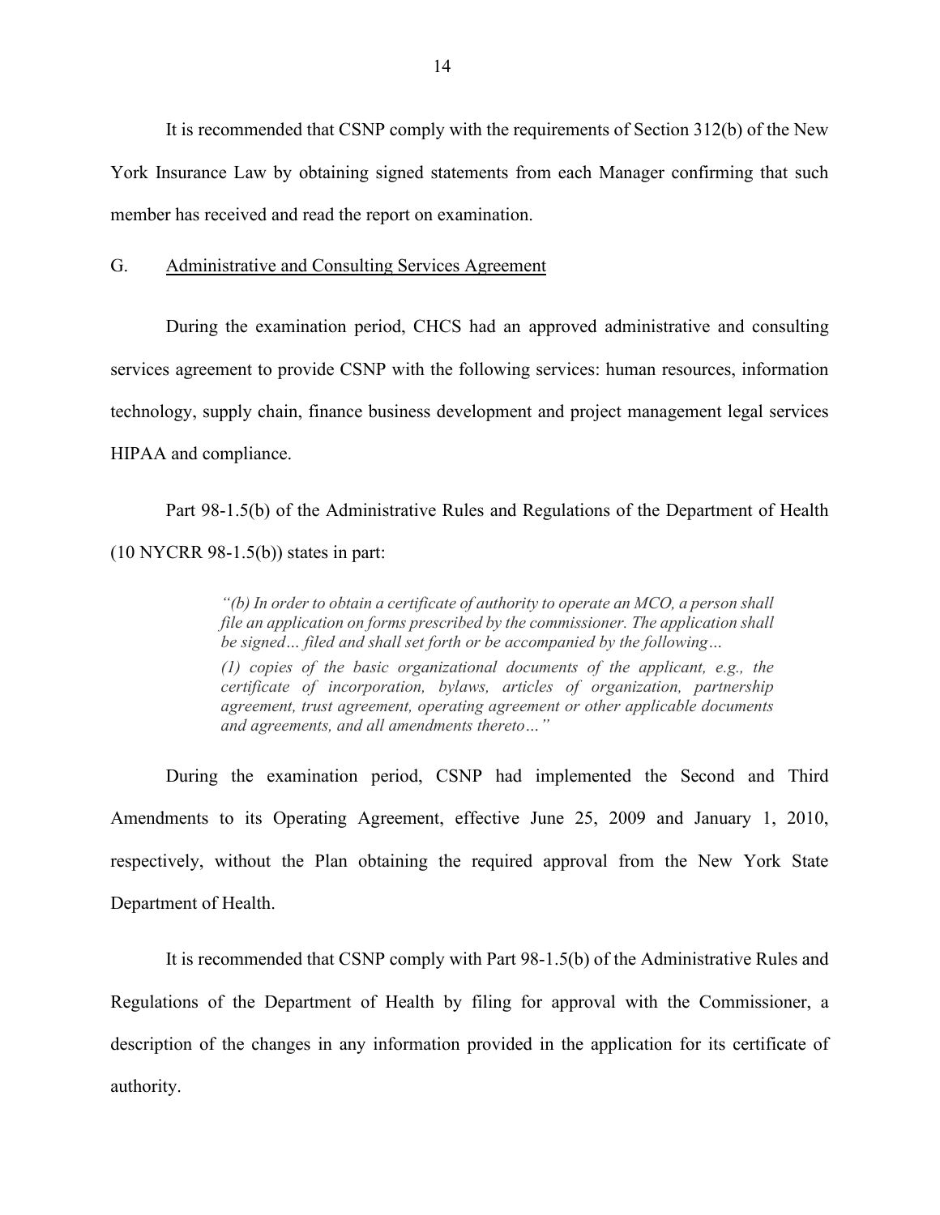It is recommended that CSNP comply with the requirements of Section 312(b) of the New York Insurance Law by obtaining signed statements from each Manager confirming that such member has received and read the report on examination.

## G. Administrative and Consulting Services Agreement

During the examination period, CHCS had an approved administrative and consulting services agreement to provide CSNP with the following services: human resources, information technology, supply chain, finance business development and project management legal services HIPAA and compliance.

Part 98-1.5(b) of the Administrative Rules and Regulations of the Department of Health (10 NYCRR 98-1.5(b)) states in part:

> *"(b) In order to obtain a certificate of authority to operate an MCO, a person shall file an application on forms prescribed by the commissioner. The application shall be signed… filed and shall set forth or be accompanied by the following…*
>
> *(1) copies of the basic organizational documents of the applicant, e.g., the certificate of incorporation, bylaws, articles of organization, partnership agreement, trust agreement, operating agreement or other applicable documents and agreements, and all amendments thereto…"*

During the examination period, CSNP had implemented the Second and Third Amendments to its Operating Agreement, effective June 25, 2009 and January 1, 2010, respectively, without the Plan obtaining the required approval from the New York State Department of Health.

It is recommended that CSNP comply with Part 98-1.5(b) of the Administrative Rules and Regulations of the Department of Health by filing for approval with the Commissioner, a description of the changes in any information provided in the application for its certificate of authority.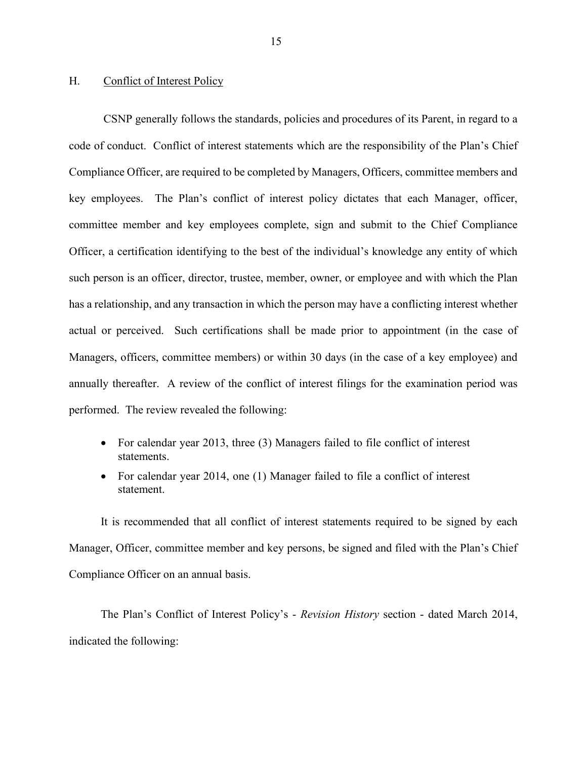## H. Conflict of Interest Policy

CSNP generally follows the standards, policies and procedures of its Parent, in regard to a code of conduct. Conflict of interest statements which are the responsibility of the Plan's Chief Compliance Officer, are required to be completed by Managers, Officers, committee members and key employees. The Plan's conflict of interest policy dictates that each Manager, officer, committee member and key employees complete, sign and submit to the Chief Compliance Officer, a certification identifying to the best of the individual's knowledge any entity of which such person is an officer, director, trustee, member, owner, or employee and with which the Plan has a relationship, and any transaction in which the person may have a conflicting interest whether actual or perceived. Such certifications shall be made prior to appointment (in the case of Managers, officers, committee members) or within 30 days (in the case of a key employee) and annually thereafter. A review of the conflict of interest filings for the examination period was performed. The review revealed the following:

- For calendar year 2013, three (3) Managers failed to file conflict of interest statements.
- For calendar year 2014, one (1) Manager failed to file a conflict of interest statement.

It is recommended that all conflict of interest statements required to be signed by each Manager, Officer, committee member and key persons, be signed and filed with the Plan's Chief Compliance Officer on an annual basis.

The Plan's Conflict of Interest Policy's - *Revision History* section - dated March 2014, indicated the following: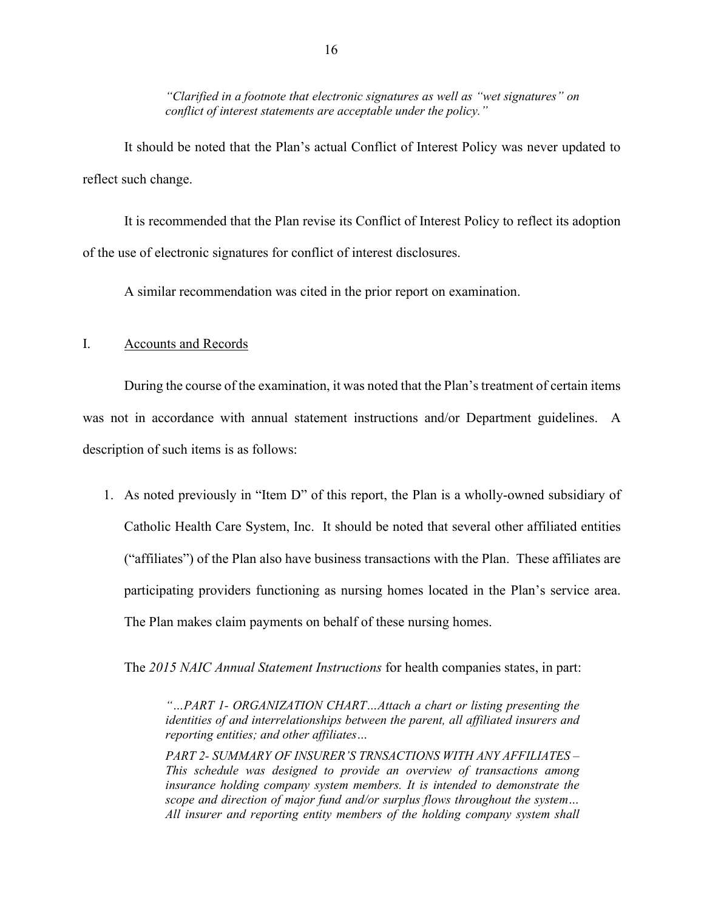*"Clarified in a footnote that electronic signatures as well as "wet signatures" on conflict of interest statements are acceptable under the policy."*

It should be noted that the Plan's actual Conflict of Interest Policy was never updated to reflect such change.

It is recommended that the Plan revise its Conflict of Interest Policy to reflect its adoption of the use of electronic signatures for conflict of interest disclosures.

A similar recommendation was cited in the prior report on examination.

## I. Accounts and Records

During the course of the examination, it was noted that the Plan's treatment of certain items was not in accordance with annual statement instructions and/or Department guidelines. A description of such items is as follows:

1. As noted previously in "Item D" of this report, the Plan is a wholly-owned subsidiary of Catholic Health Care System, Inc. It should be noted that several other affiliated entities ("affiliates") of the Plan also have business transactions with the Plan. These affiliates are participating providers functioning as nursing homes located in the Plan's service area. The Plan makes claim payments on behalf of these nursing homes.

   The *2015 NAIC Annual Statement Instructions* for health companies states, in part:

   > *"…PART 1- ORGANIZATION CHART…Attach a chart or listing presenting the identities of and interrelationships between the parent, all affiliated insurers and reporting entities; and other affiliates…*
   >
   > *PART 2- SUMMARY OF INSURER'S TRNSACTIONS WITH ANY AFFILIATES – This schedule was designed to provide an overview of transactions among insurance holding company system members. It is intended to demonstrate the scope and direction of major fund and/or surplus flows throughout the system… All insurer and reporting entity members of the holding company system shall*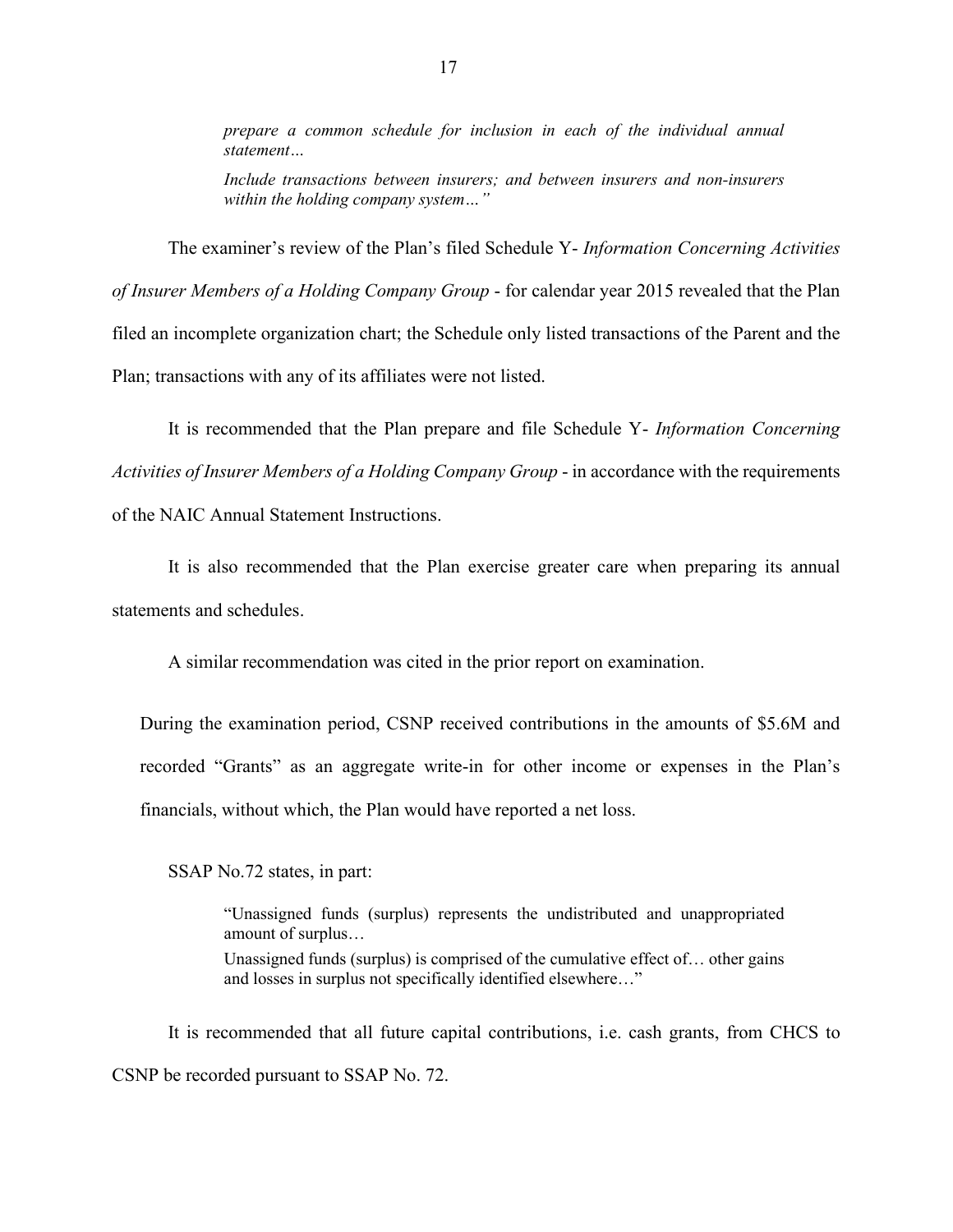> *prepare a common schedule for inclusion in each of the individual annual statement…*
>
> *Include transactions between insurers; and between insurers and non-insurers within the holding company system…"*

The examiner's review of the Plan's filed Schedule Y- *Information Concerning Activities of Insurer Members of a Holding Company Group* - for calendar year 2015 revealed that the Plan filed an incomplete organization chart; the Schedule only listed transactions of the Parent and the Plan; transactions with any of its affiliates were not listed.

It is recommended that the Plan prepare and file Schedule Y- *Information Concerning Activities of Insurer Members of a Holding Company Group* - in accordance with the requirements of the NAIC Annual Statement Instructions.

It is also recommended that the Plan exercise greater care when preparing its annual statements and schedules.

A similar recommendation was cited in the prior report on examination.

During the examination period, CSNP received contributions in the amounts of $5.6M and recorded "Grants" as an aggregate write-in for other income or expenses in the Plan's financials, without which, the Plan would have reported a net loss.

SSAP No.72 states, in part:

> "Unassigned funds (surplus) represents the undistributed and unappropriated amount of surplus…
>
> Unassigned funds (surplus) is comprised of the cumulative effect of… other gains and losses in surplus not specifically identified elsewhere…"

It is recommended that all future capital contributions, i.e. cash grants, from CHCS to CSNP be recorded pursuant to SSAP No. 72.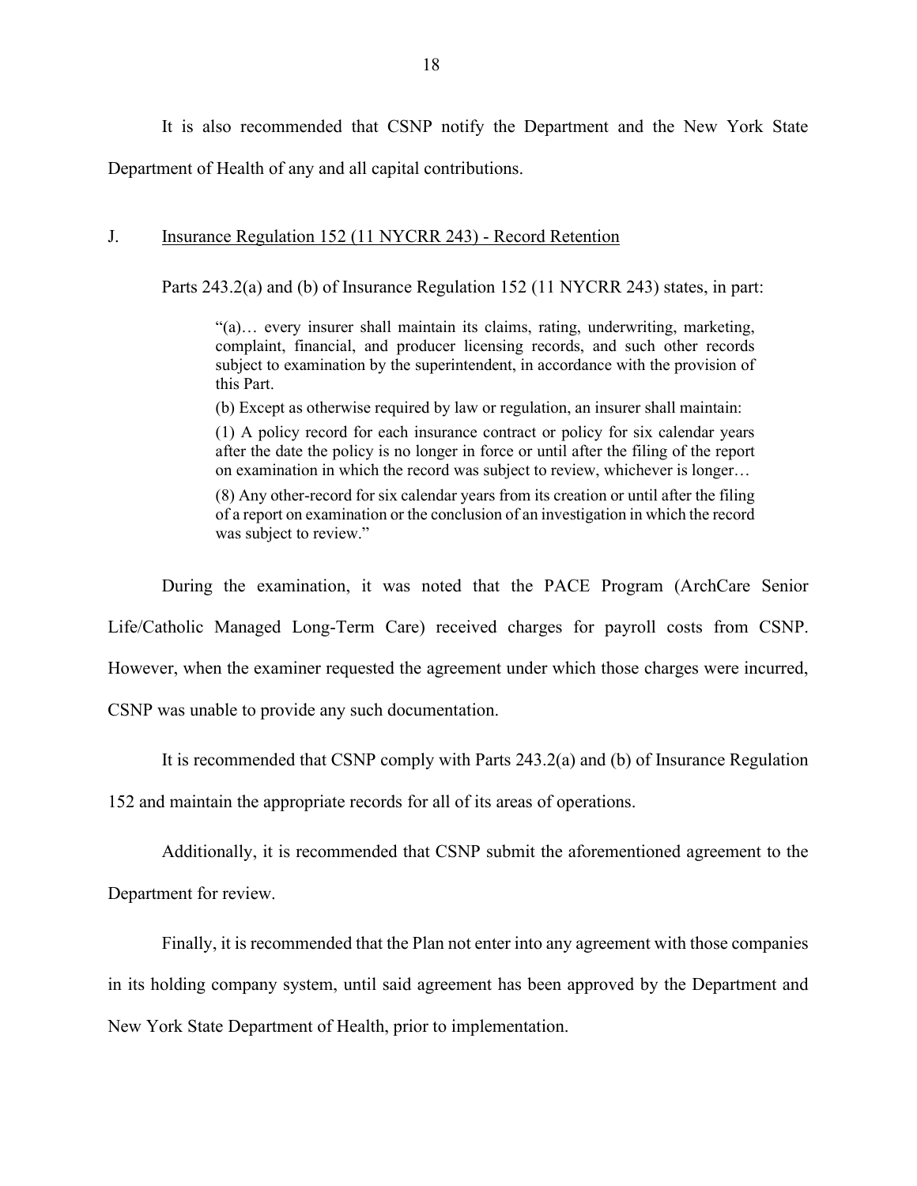It is also recommended that CSNP notify the Department and the New York State Department of Health of any and all capital contributions.

## J. Insurance Regulation 152 (11 NYCRR 243) - Record Retention

Parts 243.2(a) and (b) of Insurance Regulation 152 (11 NYCRR 243) states, in part:

> "(a)… every insurer shall maintain its claims, rating, underwriting, marketing, complaint, financial, and producer licensing records, and such other records subject to examination by the superintendent, in accordance with the provision of this Part.
>
> (b) Except as otherwise required by law or regulation, an insurer shall maintain:
>
> (1) A policy record for each insurance contract or policy for six calendar years after the date the policy is no longer in force or until after the filing of the report on examination in which the record was subject to review, whichever is longer…
>
> (8) Any other-record for six calendar years from its creation or until after the filing of a report on examination or the conclusion of an investigation in which the record was subject to review."

During the examination, it was noted that the PACE Program (ArchCare Senior Life/Catholic Managed Long-Term Care) received charges for payroll costs from CSNP. However, when the examiner requested the agreement under which those charges were incurred, CSNP was unable to provide any such documentation.

It is recommended that CSNP comply with Parts 243.2(a) and (b) of Insurance Regulation 152 and maintain the appropriate records for all of its areas of operations.

Additionally, it is recommended that CSNP submit the aforementioned agreement to the Department for review.

Finally, it is recommended that the Plan not enter into any agreement with those companies in its holding company system, until said agreement has been approved by the Department and New York State Department of Health, prior to implementation.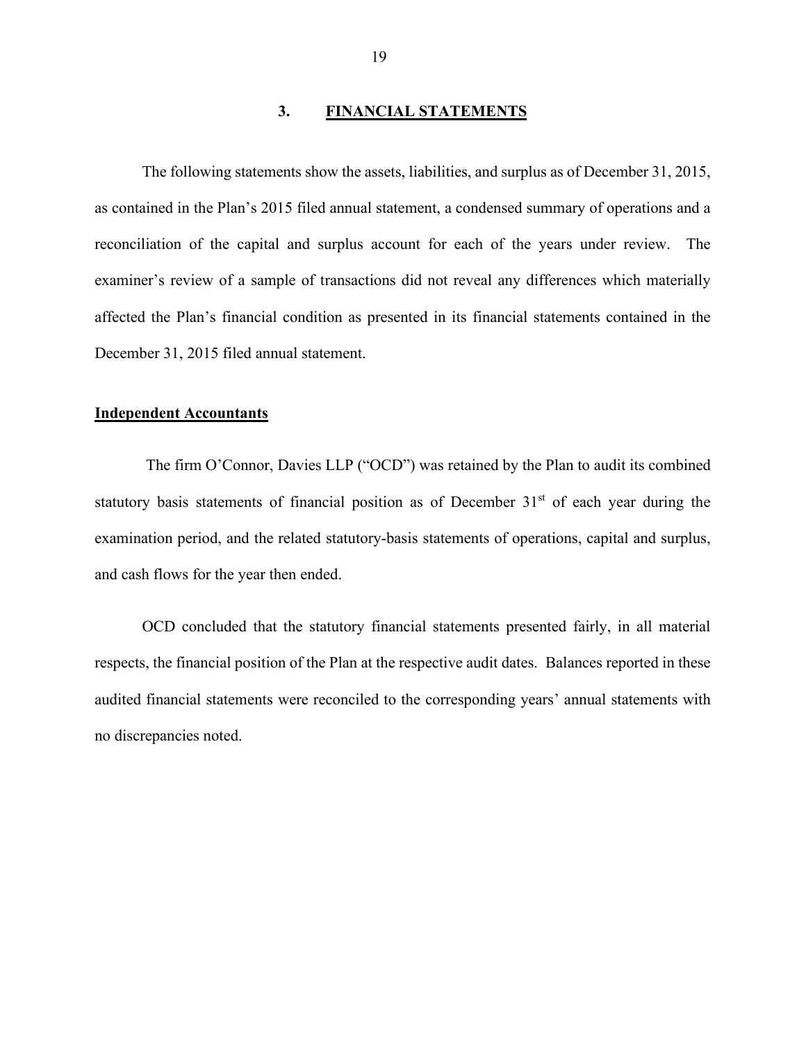## 3. FINANCIAL STATEMENTS

The following statements show the assets, liabilities, and surplus as of December 31, 2015, as contained in the Plan's 2015 filed annual statement, a condensed summary of operations and a reconciliation of the capital and surplus account for each of the years under review. The examiner's review of a sample of transactions did not reveal any differences which materially affected the Plan's financial condition as presented in its financial statements contained in the December 31, 2015 filed annual statement.

**Independent Accountants**

The firm O'Connor, Davies LLP ("OCD") was retained by the Plan to audit its combined statutory basis statements of financial position as of December 31st of each year during the examination period, and the related statutory-basis statements of operations, capital and surplus, and cash flows for the year then ended.

OCD concluded that the statutory financial statements presented fairly, in all material respects, the financial position of the Plan at the respective audit dates. Balances reported in these audited financial statements were reconciled to the corresponding years' annual statements with no discrepancies noted.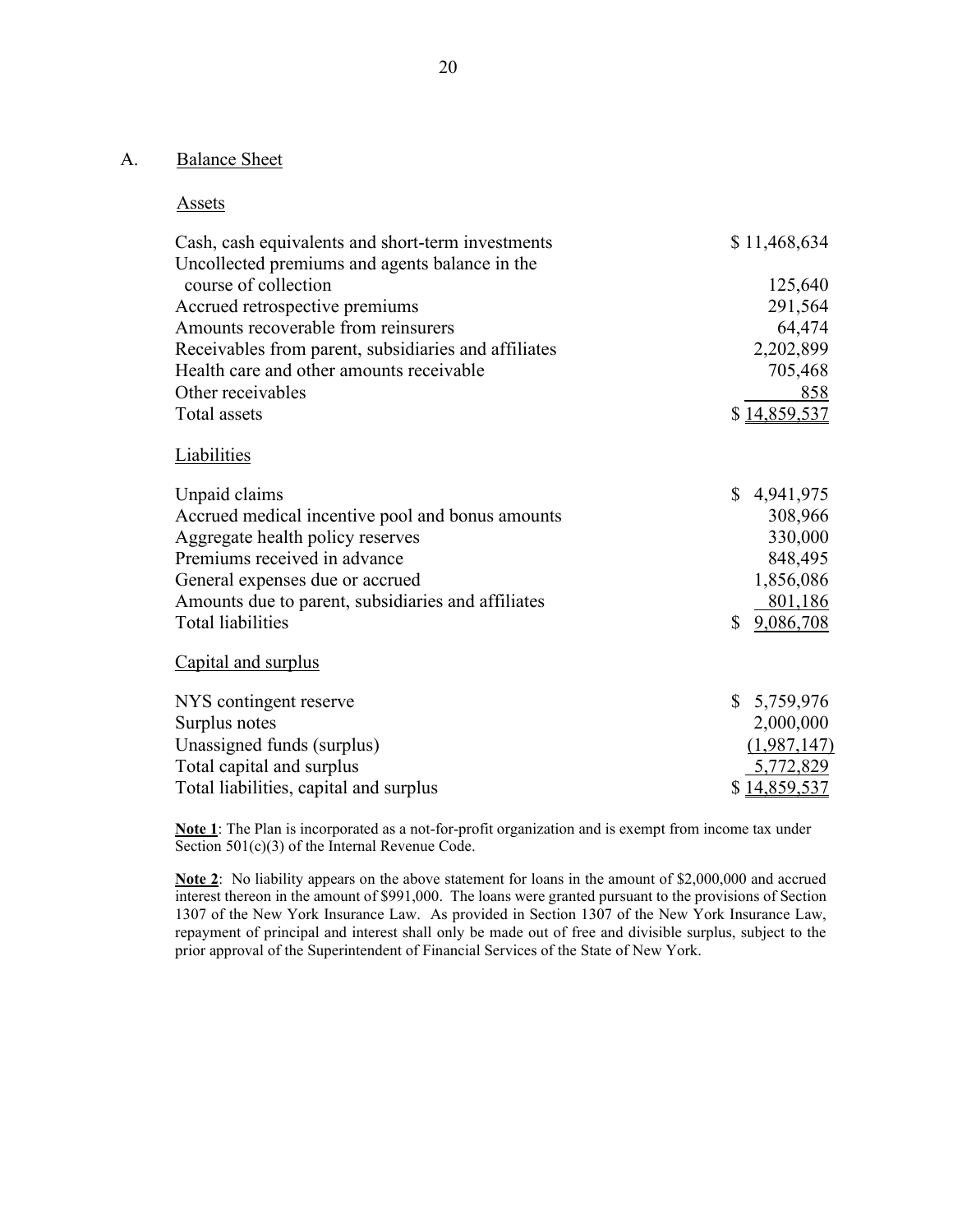## A. Balance Sheet

### Assets

| | |
|---|---|
| Cash, cash equivalents and short-term investments | $ 11,468,634 |
| Uncollected premiums and agents balance in the course of collection | 125,640 |
| Accrued retrospective premiums | 291,564 |
| Amounts recoverable from reinsurers | 64,474 |
| Receivables from parent, subsidiaries and affiliates | 2,202,899 |
| Health care and other amounts receivable | 705,468 |
| Other receivables | 858 |
| Total assets | $ 14,859,537 |

### Liabilities

| | |
|---|---|
| Unpaid claims | $ 4,941,975 |
| Accrued medical incentive pool and bonus amounts | 308,966 |
| Aggregate health policy reserves | 330,000 |
| Premiums received in advance | 848,495 |
| General expenses due or accrued | 1,856,086 |
| Amounts due to parent, subsidiaries and affiliates | 801,186 |
| Total liabilities | $ 9,086,708 |

### Capital and surplus

| | |
|---|---|
| NYS contingent reserve | $ 5,759,976 |
| Surplus notes | 2,000,000 |
| Unassigned funds (surplus) | (1,987,147) |
| Total capital and surplus | 5,772,829 |
| Total liabilities, capital and surplus | $ 14,859,537 |

**Note 1**: The Plan is incorporated as a not-for-profit organization and is exempt from income tax under Section 501(c)(3) of the Internal Revenue Code.

**Note 2**: No liability appears on the above statement for loans in the amount of $2,000,000 and accrued interest thereon in the amount of $991,000. The loans were granted pursuant to the provisions of Section 1307 of the New York Insurance Law. As provided in Section 1307 of the New York Insurance Law, repayment of principal and interest shall only be made out of free and divisible surplus, subject to the prior approval of the Superintendent of Financial Services of the State of New York.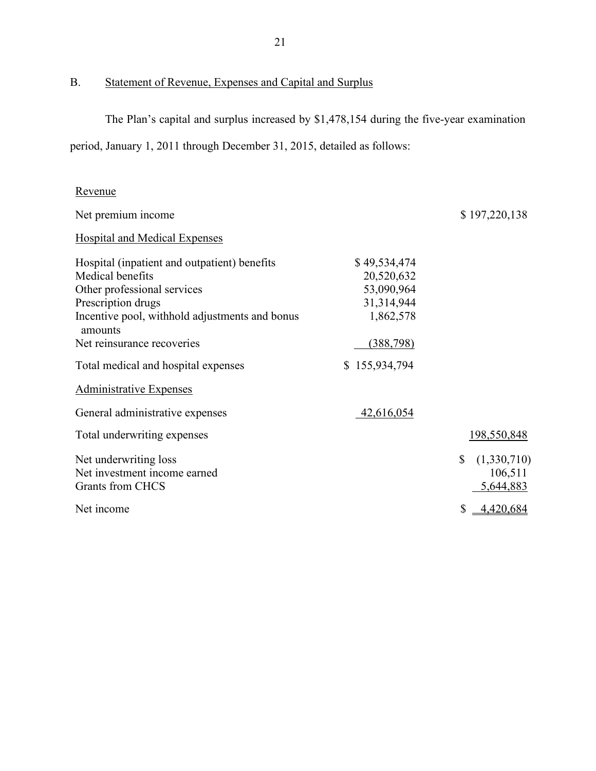## B. Statement of Revenue, Expenses and Capital and Surplus

The Plan's capital and surplus increased by $1,478,154 during the five-year examination period, January 1, 2011 through December 31, 2015, detailed as follows:

| | | |
|---|---|---|
| Revenue | | |
| Net premium income | | $ 197,220,138 |
| Hospital and Medical Expenses | | |
| Hospital (inpatient and outpatient) benefits | $ 49,534,474 | |
| Medical benefits | 20,520,632 | |
| Other professional services | 53,090,964 | |
| Prescription drugs | 31,314,944 | |
| Incentive pool, withhold adjustments and bonus amounts | 1,862,578 | |
| Net reinsurance recoveries | (388,798) | |
| Total medical and hospital expenses | $ 155,934,794 | |
| Administrative Expenses | | |
| General administrative expenses | 42,616,054 | |
| Total underwriting expenses | | 198,550,848 |
| Net underwriting loss | | $ (1,330,710) |
| Net investment income earned | | 106,511 |
| Grants from CHCS | | 5,644,883 |
| Net income | | $ 4,420,684 |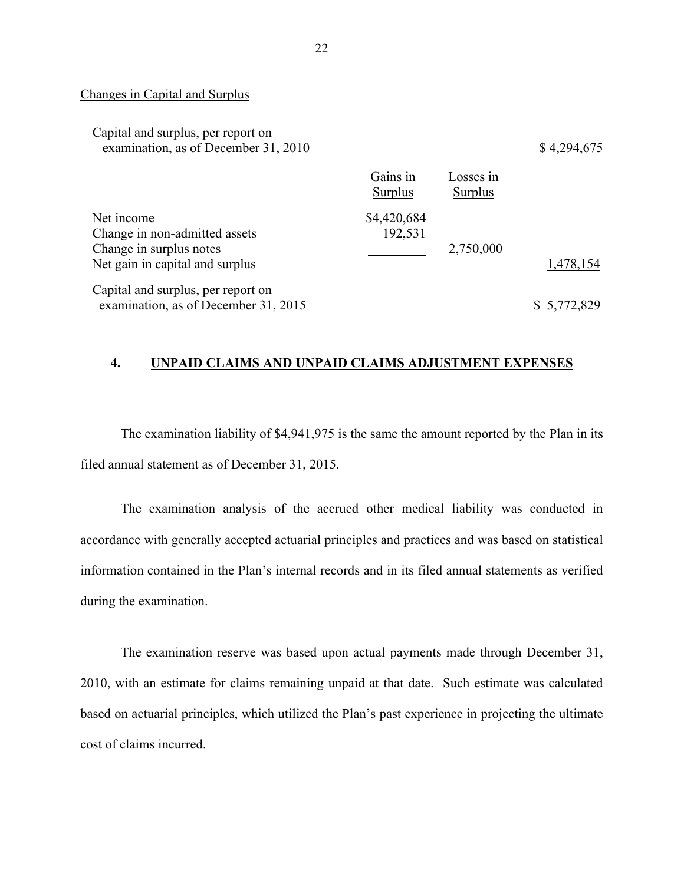Changes in Capital and Surplus

| | Gains in Surplus | Losses in Surplus | |
|---|---|---|---|
| Capital and surplus, per report on examination, as of December 31, 2010 | | | $ 4,294,675 |
| Net income | $4,420,684 | | |
| Change in non-admitted assets | 192,531 | | |
| Change in surplus notes | | 2,750,000 | |
| Net gain in capital and surplus | | | 1,478,154 |
| Capital and surplus, per report on examination, as of December 31, 2015 | | | $ 5,772,829 |

## 4. UNPAID CLAIMS AND UNPAID CLAIMS ADJUSTMENT EXPENSES

The examination liability of $4,941,975 is the same the amount reported by the Plan in its filed annual statement as of December 31, 2015.

The examination analysis of the accrued other medical liability was conducted in accordance with generally accepted actuarial principles and practices and was based on statistical information contained in the Plan's internal records and in its filed annual statements as verified during the examination.

The examination reserve was based upon actual payments made through December 31, 2010, with an estimate for claims remaining unpaid at that date. Such estimate was calculated based on actuarial principles, which utilized the Plan's past experience in projecting the ultimate cost of claims incurred.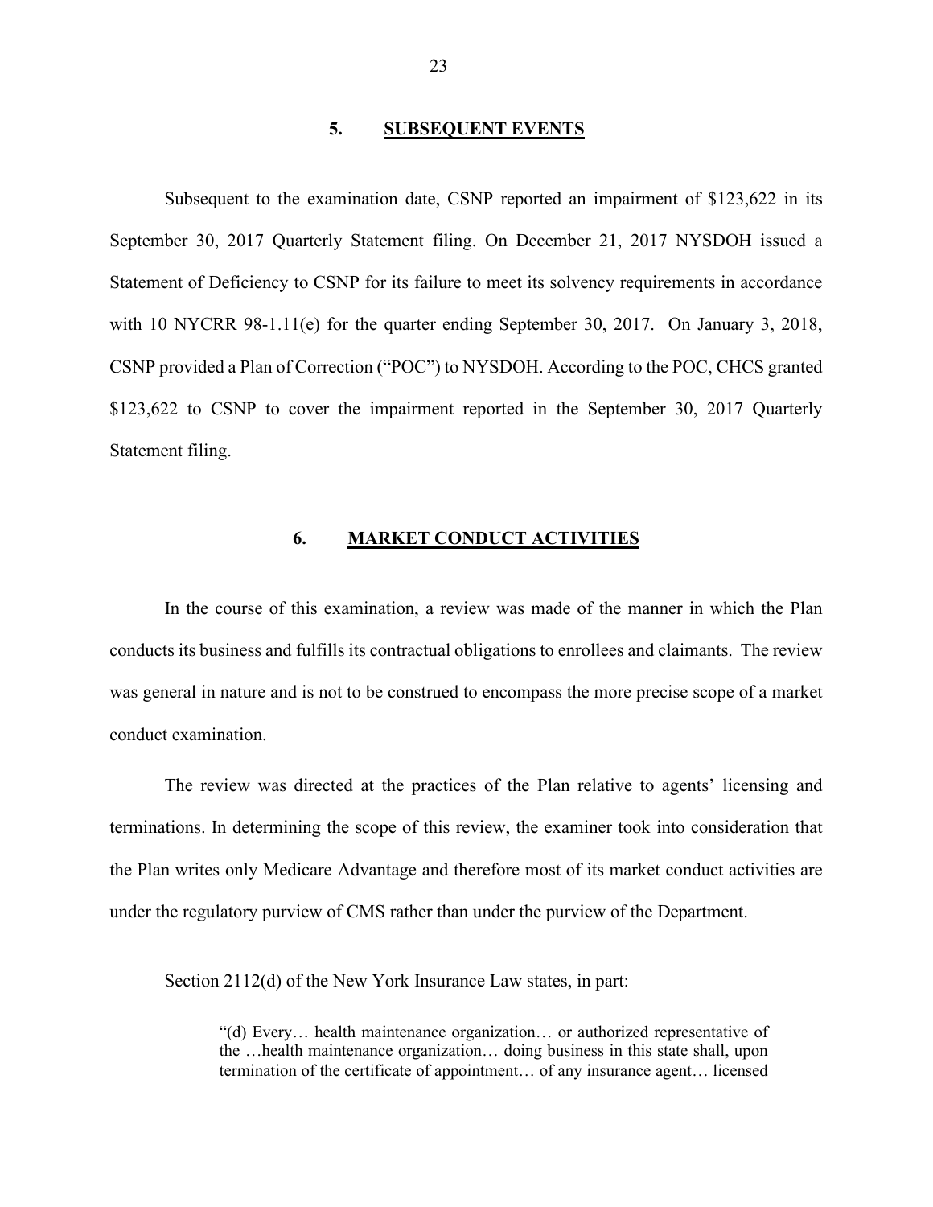## 5. SUBSEQUENT EVENTS

Subsequent to the examination date, CSNP reported an impairment of $123,622 in its September 30, 2017 Quarterly Statement filing. On December 21, 2017 NYSDOH issued a Statement of Deficiency to CSNP for its failure to meet its solvency requirements in accordance with 10 NYCRR 98-1.11(e) for the quarter ending September 30, 2017. On January 3, 2018, CSNP provided a Plan of Correction ("POC") to NYSDOH. According to the POC, CHCS granted $123,622 to CSNP to cover the impairment reported in the September 30, 2017 Quarterly Statement filing.

## 6. MARKET CONDUCT ACTIVITIES

In the course of this examination, a review was made of the manner in which the Plan conducts its business and fulfills its contractual obligations to enrollees and claimants. The review was general in nature and is not to be construed to encompass the more precise scope of a market conduct examination.

The review was directed at the practices of the Plan relative to agents' licensing and terminations. In determining the scope of this review, the examiner took into consideration that the Plan writes only Medicare Advantage and therefore most of its market conduct activities are under the regulatory purview of CMS rather than under the purview of the Department.

Section 2112(d) of the New York Insurance Law states, in part:

> "(d) Every… health maintenance organization… or authorized representative of the …health maintenance organization… doing business in this state shall, upon termination of the certificate of appointment… of any insurance agent… licensed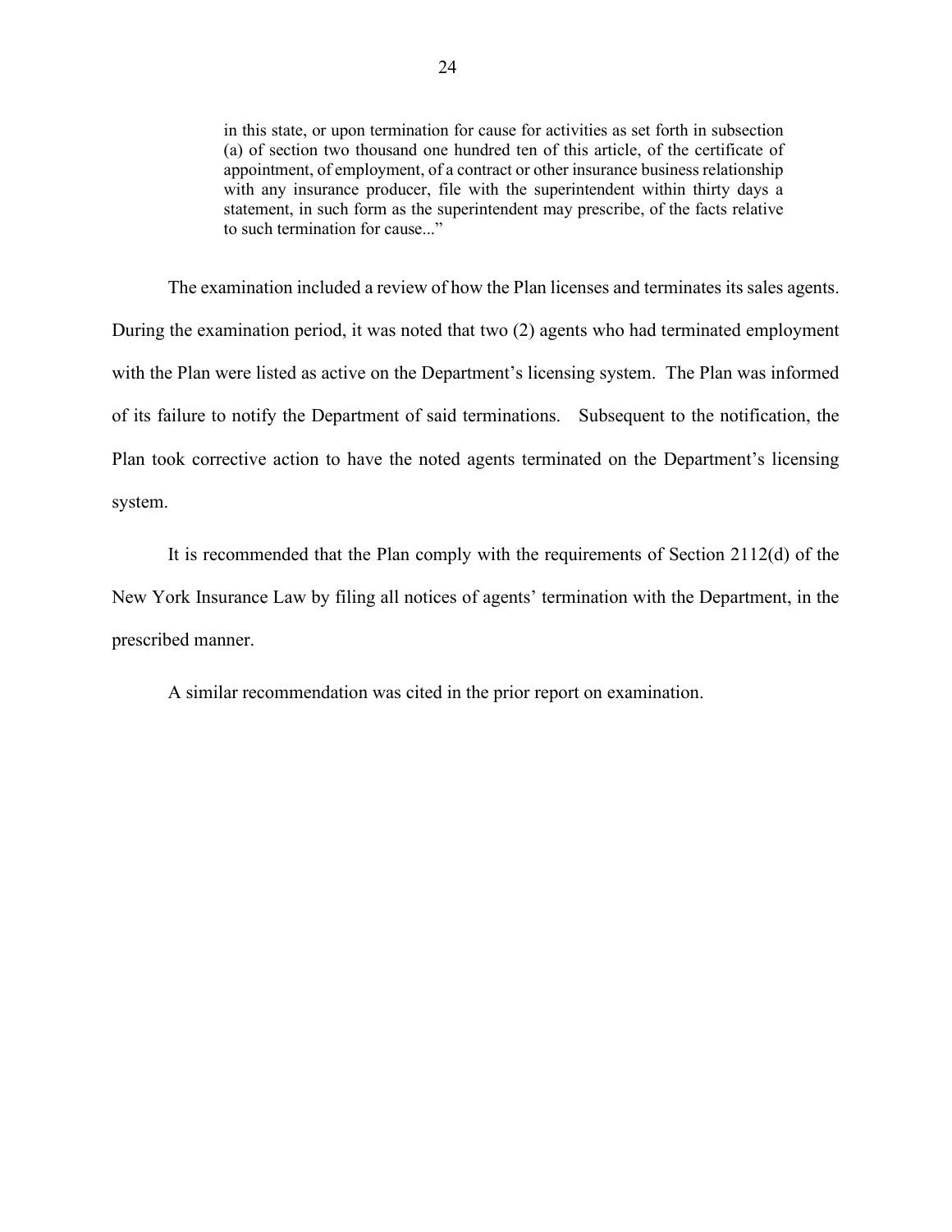> in this state, or upon termination for cause for activities as set forth in subsection (a) of section two thousand one hundred ten of this article, of the certificate of appointment, of employment, of a contract or other insurance business relationship with any insurance producer, file with the superintendent within thirty days a statement, in such form as the superintendent may prescribe, of the facts relative to such termination for cause..."

The examination included a review of how the Plan licenses and terminates its sales agents. During the examination period, it was noted that two (2) agents who had terminated employment with the Plan were listed as active on the Department's licensing system. The Plan was informed of its failure to notify the Department of said terminations. Subsequent to the notification, the Plan took corrective action to have the noted agents terminated on the Department's licensing system.

It is recommended that the Plan comply with the requirements of Section 2112(d) of the New York Insurance Law by filing all notices of agents' termination with the Department, in the prescribed manner.

A similar recommendation was cited in the prior report on examination.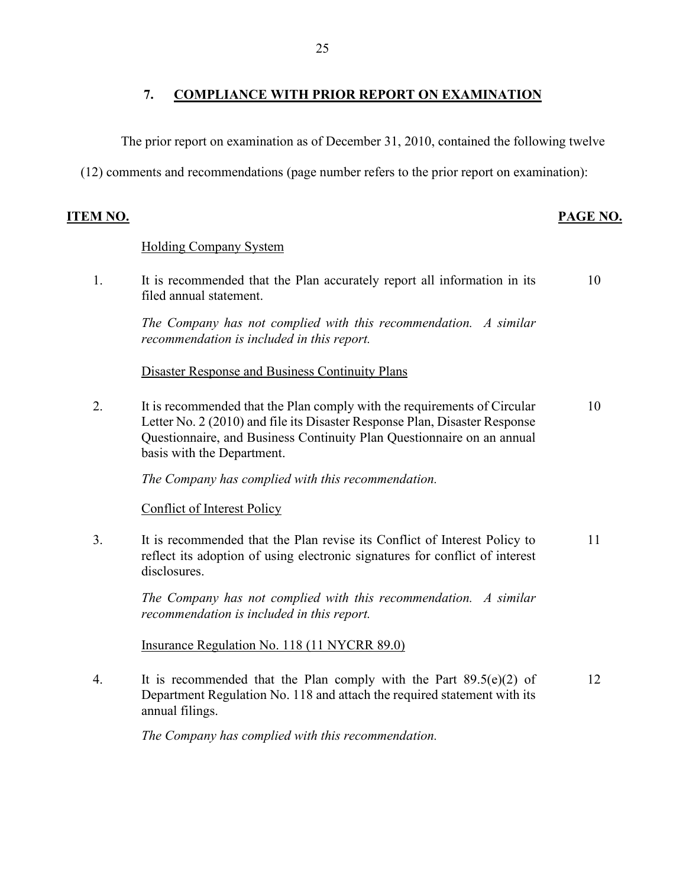## 7. COMPLIANCE WITH PRIOR REPORT ON EXAMINATION

The prior report on examination as of December 31, 2010, contained the following twelve (12) comments and recommendations (page number refers to the prior report on examination):

| ITEM NO. | | PAGE NO. |
|---|---|---|
| | Holding Company System | |
| 1. | It is recommended that the Plan accurately report all information in its filed annual statement. | 10 |
| | *The Company has not complied with this recommendation. A similar recommendation is included in this report.* | |
| | Disaster Response and Business Continuity Plans | |
| 2. | It is recommended that the Plan comply with the requirements of Circular Letter No. 2 (2010) and file its Disaster Response Plan, Disaster Response Questionnaire, and Business Continuity Plan Questionnaire on an annual basis with the Department. | 10 |
| | *The Company has complied with this recommendation.* | |
| | Conflict of Interest Policy | |
| 3. | It is recommended that the Plan revise its Conflict of Interest Policy to reflect its adoption of using electronic signatures for conflict of interest disclosures. | 11 |
| | *The Company has not complied with this recommendation. A similar recommendation is included in this report.* | |
| | Insurance Regulation No. 118 (11 NYCRR 89.0) | |
| 4. | It is recommended that the Plan comply with the Part 89.5(e)(2) of Department Regulation No. 118 and attach the required statement with its annual filings. | 12 |
| | *The Company has complied with this recommendation.* | |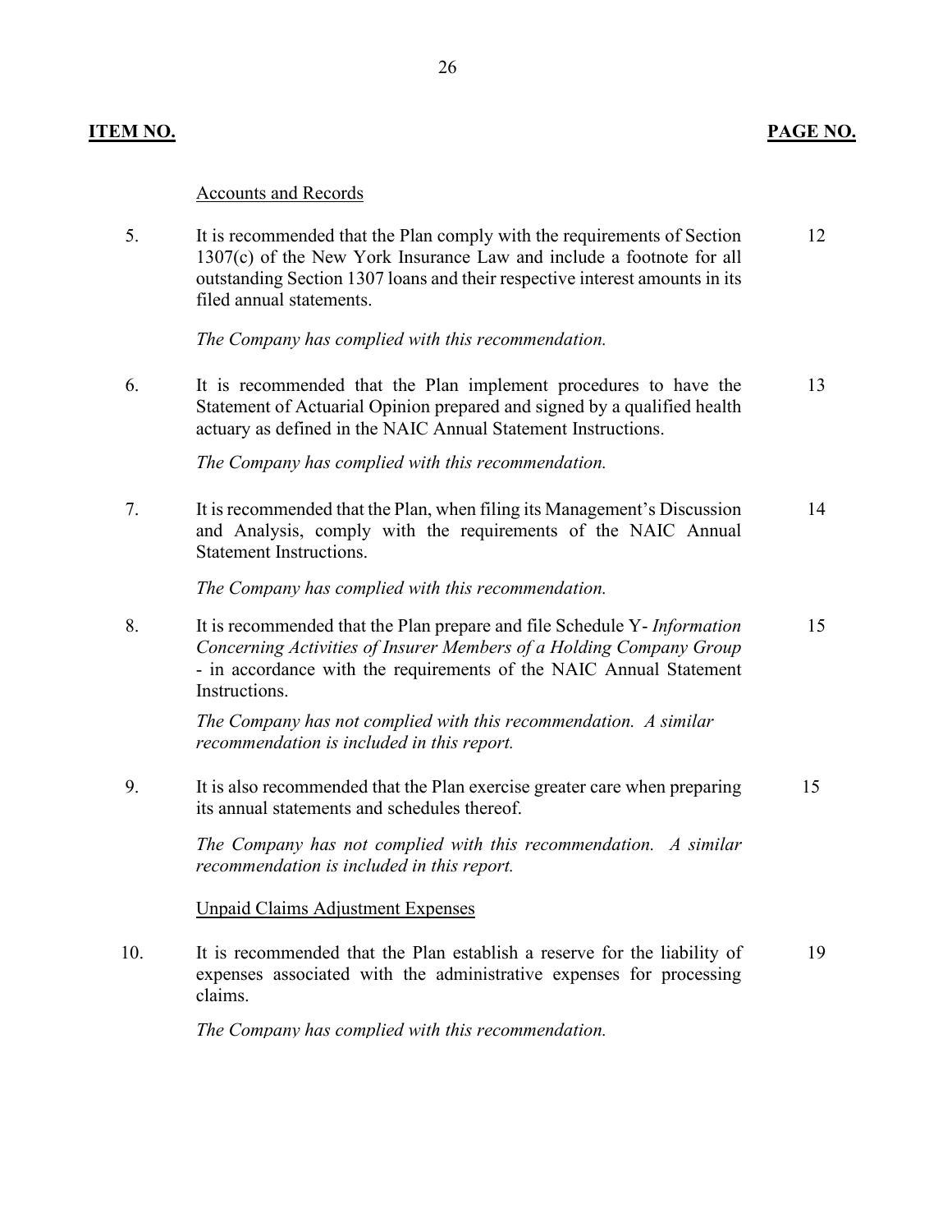| ITEM NO. | | PAGE NO. |
|---|---|---|
| | Accounts and Records | |
| 5. | It is recommended that the Plan comply with the requirements of Section 1307(c) of the New York Insurance Law and include a footnote for all outstanding Section 1307 loans and their respective interest amounts in its filed annual statements.<br><br>*The Company has complied with this recommendation.* | 12 |
| 6. | It is recommended that the Plan implement procedures to have the Statement of Actuarial Opinion prepared and signed by a qualified health actuary as defined in the NAIC Annual Statement Instructions.<br><br>*The Company has complied with this recommendation.* | 13 |
| 7. | It is recommended that the Plan, when filing its Management's Discussion and Analysis, comply with the requirements of the NAIC Annual Statement Instructions.<br><br>*The Company has complied with this recommendation.* | 14 |
| 8. | It is recommended that the Plan prepare and file Schedule Y- *Information Concerning Activities of Insurer Members of a Holding Company Group* - in accordance with the requirements of the NAIC Annual Statement Instructions.<br><br>*The Company has not complied with this recommendation. A similar recommendation is included in this report.* | 15 |
| 9. | It is also recommended that the Plan exercise greater care when preparing its annual statements and schedules thereof.<br><br>*The Company has not complied with this recommendation. A similar recommendation is included in this report.* | 15 |
| | Unpaid Claims Adjustment Expenses | |
| 10. | It is recommended that the Plan establish a reserve for the liability of expenses associated with the administrative expenses for processing claims.<br><br>*The Company has complied with this recommendation.* | 19 |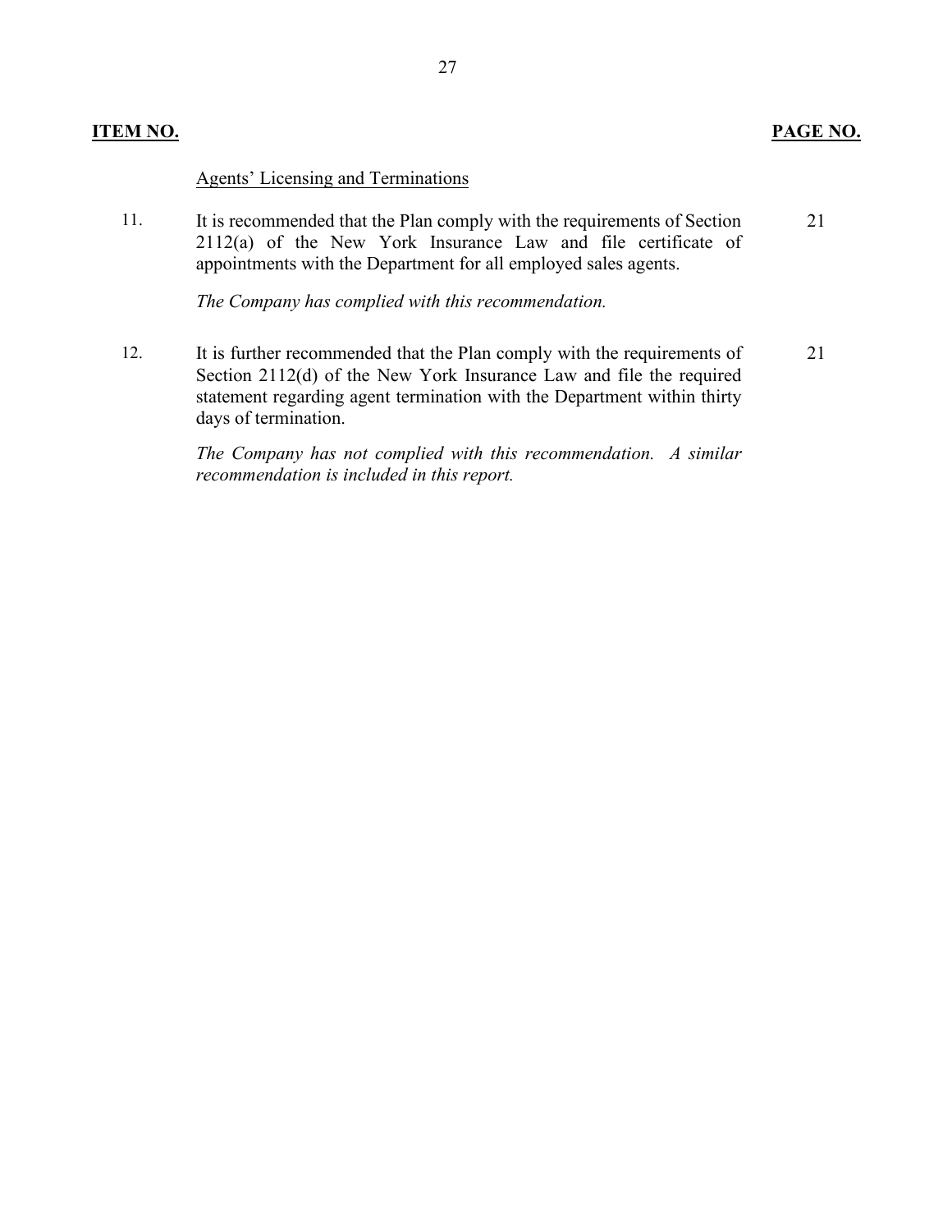| ITEM NO. | | PAGE NO. |
|---|---|---|
| | Agents' Licensing and Terminations | |
| 11. | It is recommended that the Plan comply with the requirements of Section 2112(a) of the New York Insurance Law and file certificate of appointments with the Department for all employed sales agents.<br><br>*The Company has complied with this recommendation.* | 21 |
| 12. | It is further recommended that the Plan comply with the requirements of Section 2112(d) of the New York Insurance Law and file the required statement regarding agent termination with the Department within thirty days of termination.<br><br>*The Company has not complied with this recommendation. A similar recommendation is included in this report.* | 21 |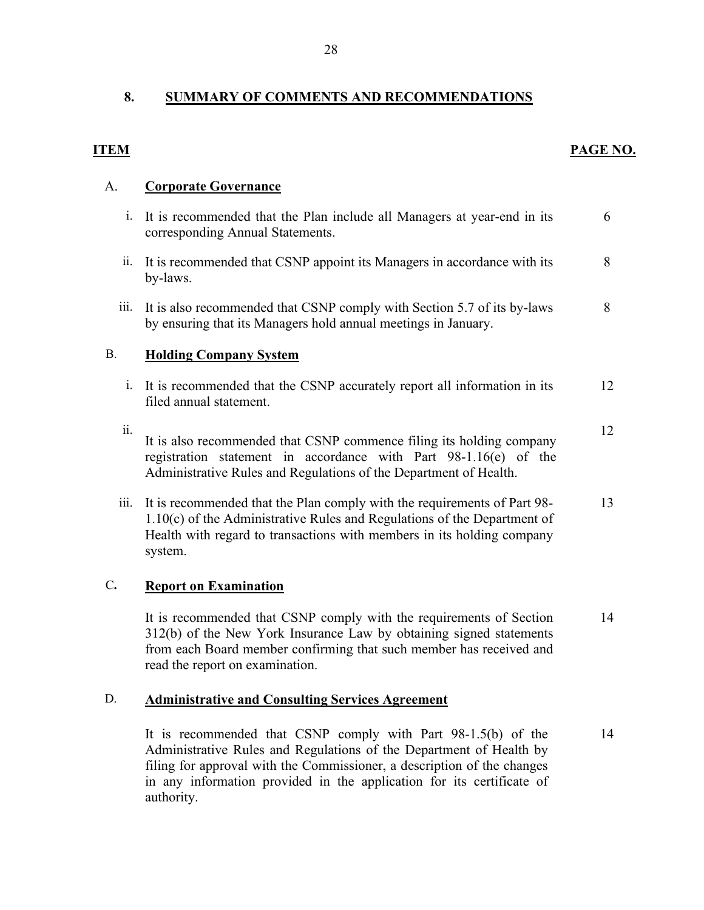## 8. SUMMARY OF COMMENTS AND RECOMMENDATIONS

| ITEM | | PAGE NO. |
|---|---|---|
| A. | **Corporate Governance** | |
| i. | It is recommended that the Plan include all Managers at year-end in its corresponding Annual Statements. | 6 |
| ii. | It is recommended that CSNP appoint its Managers in accordance with its by-laws. | 8 |
| iii. | It is also recommended that CSNP comply with Section 5.7 of its by-laws by ensuring that its Managers hold annual meetings in January. | 8 |
| B. | **Holding Company System** | |
| i. | It is recommended that the CSNP accurately report all information in its filed annual statement. | 12 |
| ii. | It is also recommended that CSNP commence filing its holding company registration statement in accordance with Part 98-1.16(e) of the Administrative Rules and Regulations of the Department of Health. | 12 |
| iii. | It is recommended that the Plan comply with the requirements of Part 98-1.10(c) of the Administrative Rules and Regulations of the Department of Health with regard to transactions with members in its holding company system. | 13 |
| C. | **Report on Examination** | |
| | It is recommended that CSNP comply with the requirements of Section 312(b) of the New York Insurance Law by obtaining signed statements from each Board member confirming that such member has received and read the report on examination. | 14 |
| D. | **Administrative and Consulting Services Agreement** | |
| | It is recommended that CSNP comply with Part 98-1.5(b) of the Administrative Rules and Regulations of the Department of Health by filing for approval with the Commissioner, a description of the changes in any information provided in the application for its certificate of authority. | 14 |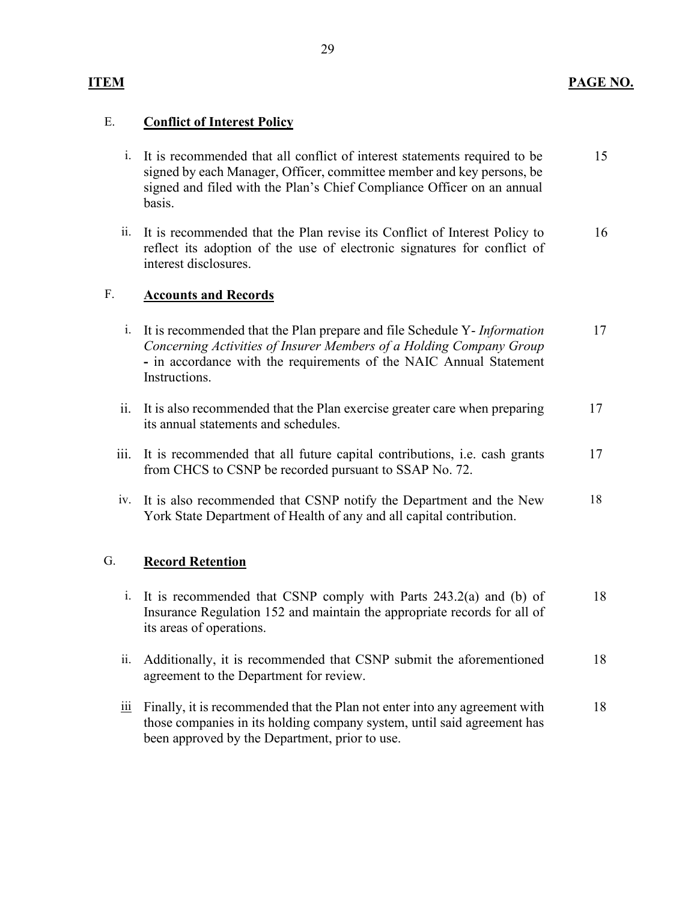| ITEM | | PAGE NO. |
|---|---|---|
| E. | **Conflict of Interest Policy** | |
| i. | It is recommended that all conflict of interest statements required to be signed by each Manager, Officer, committee member and key persons, be signed and filed with the Plan's Chief Compliance Officer on an annual basis. | 15 |
| ii. | It is recommended that the Plan revise its Conflict of Interest Policy to reflect its adoption of the use of electronic signatures for conflict of interest disclosures. | 16 |
| F. | **Accounts and Records** | |
| i. | It is recommended that the Plan prepare and file Schedule Y- *Information Concerning Activities of Insurer Members of a Holding Company Group* - in accordance with the requirements of the NAIC Annual Statement Instructions. | 17 |
| ii. | It is also recommended that the Plan exercise greater care when preparing its annual statements and schedules. | 17 |
| iii. | It is recommended that all future capital contributions, i.e. cash grants from CHCS to CSNP be recorded pursuant to SSAP No. 72. | 17 |
| iv. | It is also recommended that CSNP notify the Department and the New York State Department of Health of any and all capital contribution. | 18 |
| G. | **Record Retention** | |
| i. | It is recommended that CSNP comply with Parts 243.2(a) and (b) of Insurance Regulation 152 and maintain the appropriate records for all of its areas of operations. | 18 |
| ii. | Additionally, it is recommended that CSNP submit the aforementioned agreement to the Department for review. | 18 |
| iii | Finally, it is recommended that the Plan not enter into any agreement with those companies in its holding company system, until said agreement has been approved by the Department, prior to use. | 18 |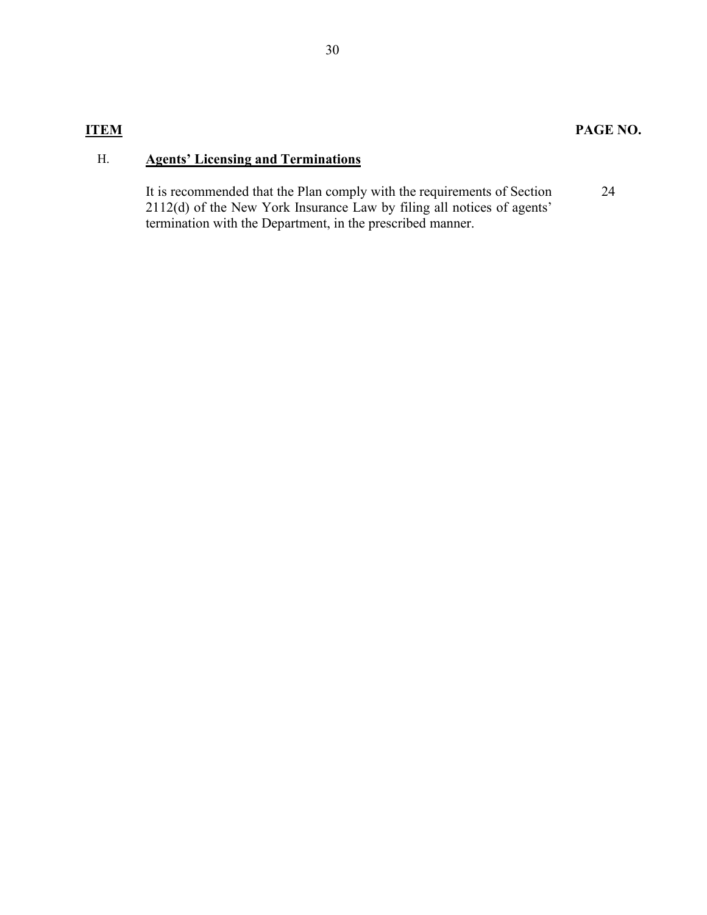| ITEM | | PAGE NO. |
|---|---|---|
| H. | **Agents' Licensing and Terminations** | |
| | It is recommended that the Plan comply with the requirements of Section 2112(d) of the New York Insurance Law by filing all notices of agents' termination with the Department, in the prescribed manner. | 24 |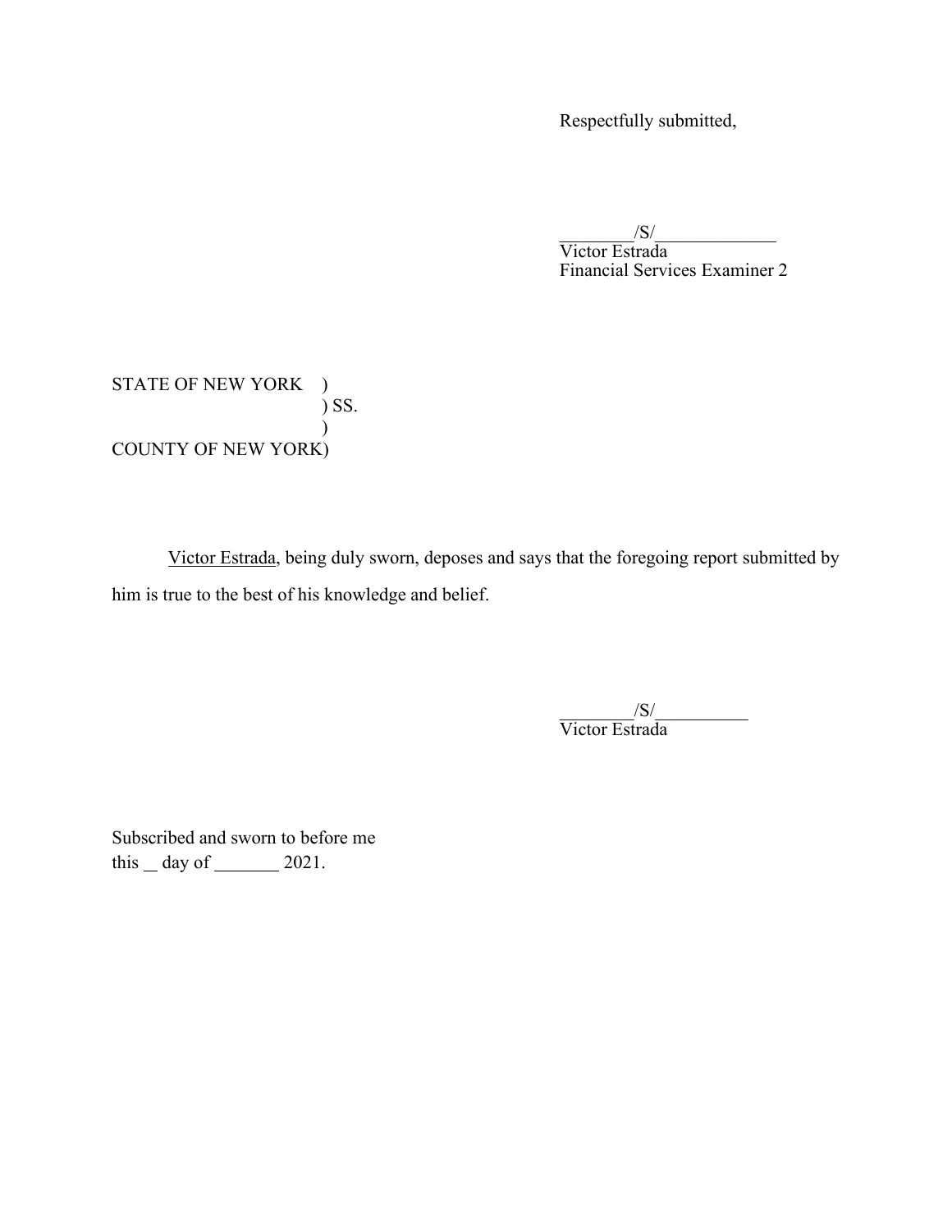Respectfully submitted,

________/S/_____________
Victor Estrada
Financial Services Examiner 2

STATE OF NEW YORK )
) SS.
)
COUNTY OF NEW YORK)

Victor Estrada, being duly sworn, deposes and says that the foregoing report submitted by him is true to the best of his knowledge and belief.

________/S/__________
Victor Estrada

Subscribed and sworn to before me
this __ day of _______ 2021.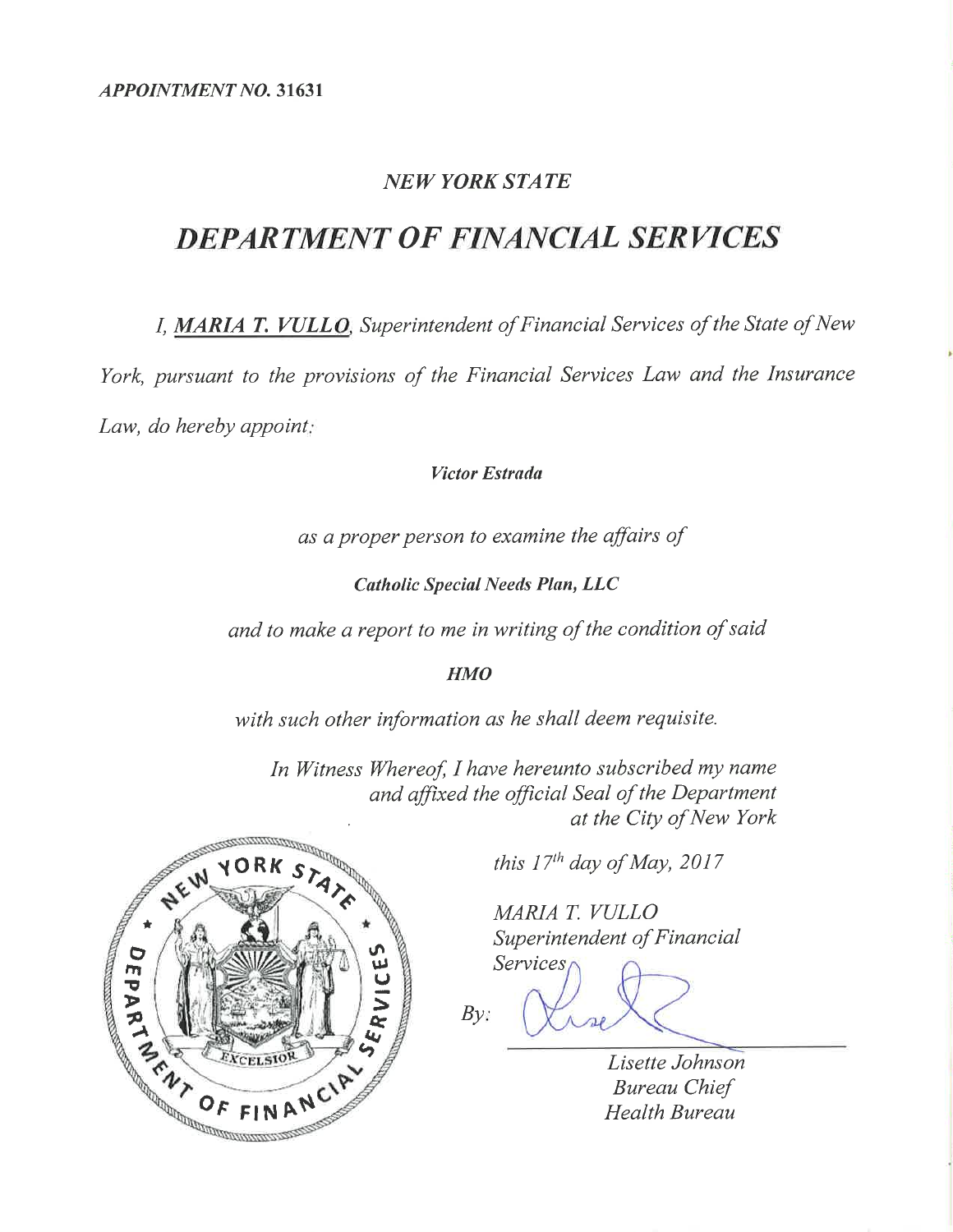*APPOINTMENT NO.* **31631**

## *NEW YORK STATE*

# *DEPARTMENT OF FINANCIAL SERVICES*

*I, **MARIA T. VULLO**, Superintendent of Financial Services of the State of New York, pursuant to the provisions of the Financial Services Law and the Insurance Law, do hereby appoint:*

***Victor Estrada***

*as a proper person to examine the affairs of*

***Catholic Special Needs Plan, LLC***

*and to make a report to me in writing of the condition of said*

***HMO***

*with such other information as he shall deem requisite.*

*In Witness Whereof, I have hereunto subscribed my name and affixed the official Seal of the Department at the City of New York*

*this 17th day of May, 2017*

*MARIA T. VULLO*
*Superintendent of Financial Services*

*By:*

*Lisette Johnson*
*Bureau Chief*
*Health Bureau*